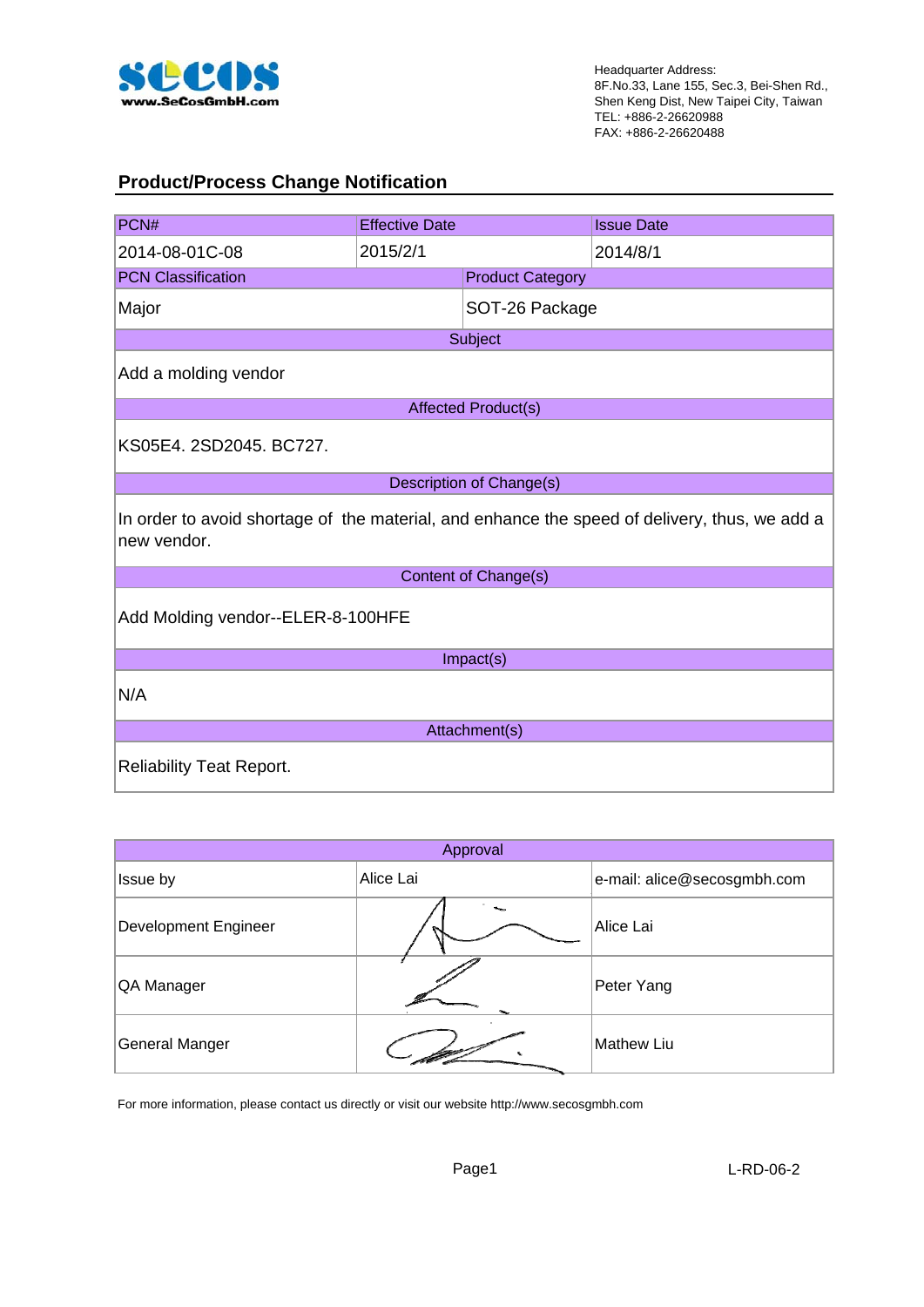Headquarter Address:
8F.No.33, Lane 155, Sec.3, Bei-Shen Rd.,
Shen Keng Dist, New Taipei City, Taiwan
TEL: +886-2-26620988
FAX: +886-2-26620488

## Product/Process Change Notification

| PCN# | Effective Date | Issue Date |
|---|---|---|
| 2014-08-01C-08 | 2015/2/1 | 2014/8/1 |

| PCN Classification | Product Category |
|---|---|
| Major | SOT-26 Package |

| Subject |
|---|
| Add a molding vendor |

| Affected Product(s) |
|---|
| KS05E4. 2SD2045. BC727. |

| Description of Change(s) |
|---|
| In order to avoid shortage of the material, and enhance the speed of delivery, thus, we add a new vendor. |

| Content of Change(s) |
|---|
| Add Molding vendor--ELER-8-100HFE |

| Impact(s) |
|---|
| N/A |

| Attachment(s) |
|---|
| Reliability Teat Report. |

| Approval | | |
|---|---|---|
| Issue by | Alice Lai | e-mail: alice@secosgmbh.com |
| Development Engineer | (signature) | Alice Lai |
| QA Manager | (signature) | Peter Yang |
| General Manger | (signature) | Mathew Liu |

For more information, please contact us directly or visit our website http://www.secosgmbh.com

L-RD-06-2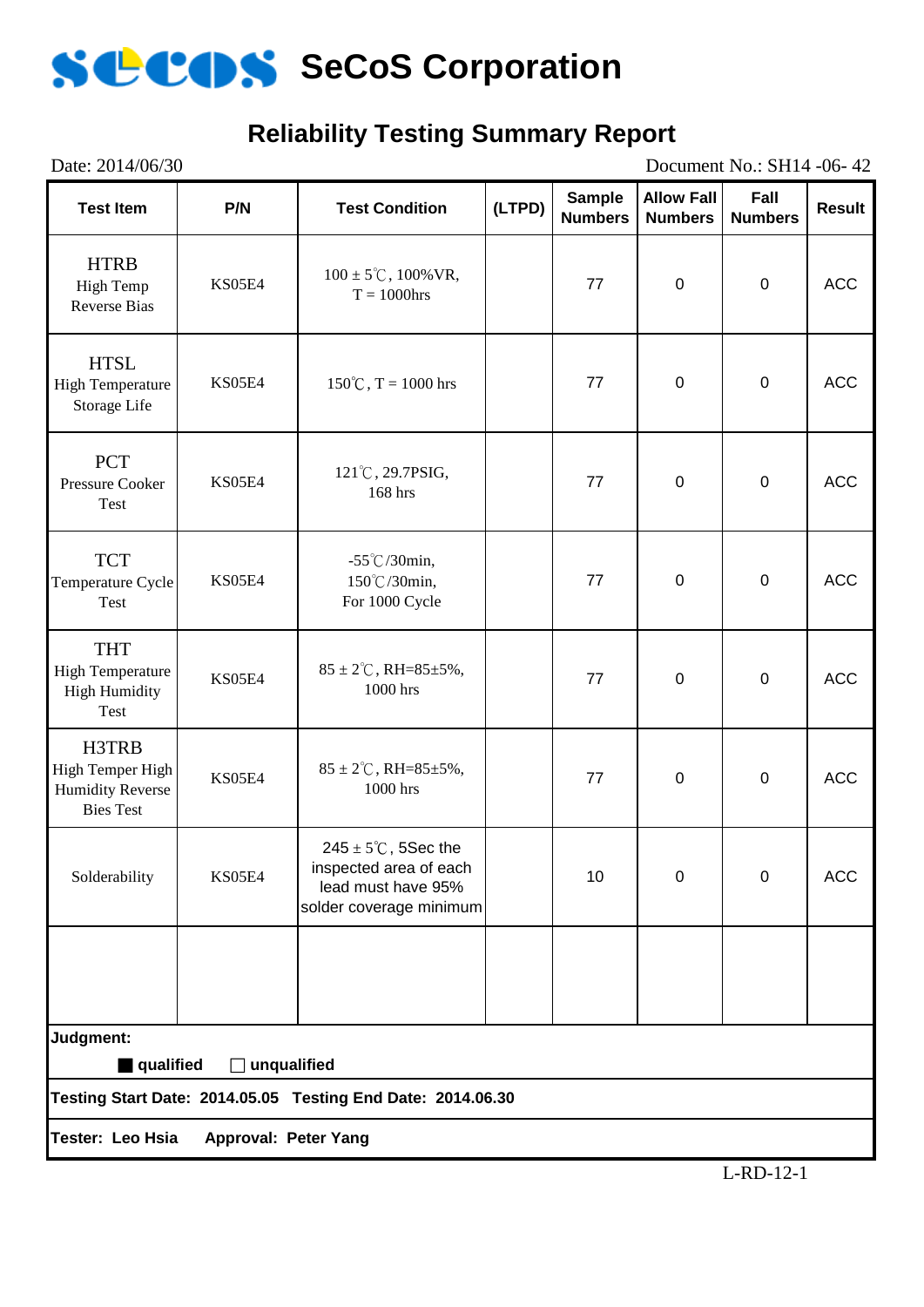# SeCoS Corporation

## Reliability Testing Summary Report

Date: 2014/06/30 Document No.: SH14 -06- 42

| Test Item | P/N | Test Condition | (LTPD) | Sample Numbers | Allow Fall Numbers | Fall Numbers | Result |
|---|---|---|---|---|---|---|---|
| HTRB High Temp Reverse Bias | KS05E4 | 100 ± 5℃, 100%VR, T = 1000hrs | | 77 | 0 | 0 | ACC |
| HTSL High Temperature Storage Life | KS05E4 | 150℃, T = 1000 hrs | | 77 | 0 | 0 | ACC |
| PCT Pressure Cooker Test | KS05E4 | 121℃, 29.7PSIG, 168 hrs | | 77 | 0 | 0 | ACC |
| TCT Temperature Cycle Test | KS05E4 | -55℃/30min, 150℃/30min, For 1000 Cycle | | 77 | 0 | 0 | ACC |
| THT High Temperature High Humidity Test | KS05E4 | 85 ± 2℃, RH=85±5%, 1000 hrs | | 77 | 0 | 0 | ACC |
| H3TRB High Temper High Humidity Reverse Bies Test | KS05E4 | 85 ± 2℃, RH=85±5%, 1000 hrs | | 77 | 0 | 0 | ACC |
| Solderability | KS05E4 | 245 ± 5℃, 5Sec the inspected area of each lead must have 95% solder coverage minimum | | 10 | 0 | 0 | ACC |
| | | | | | | | |

**Judgment:**

■ **qualified** ☐ **unqualified**

**Testing Start Date: 2014.05.05 Testing End Date: 2014.06.30**

**Tester: Leo Hsia Approval: Peter Yang**

L-RD-12-1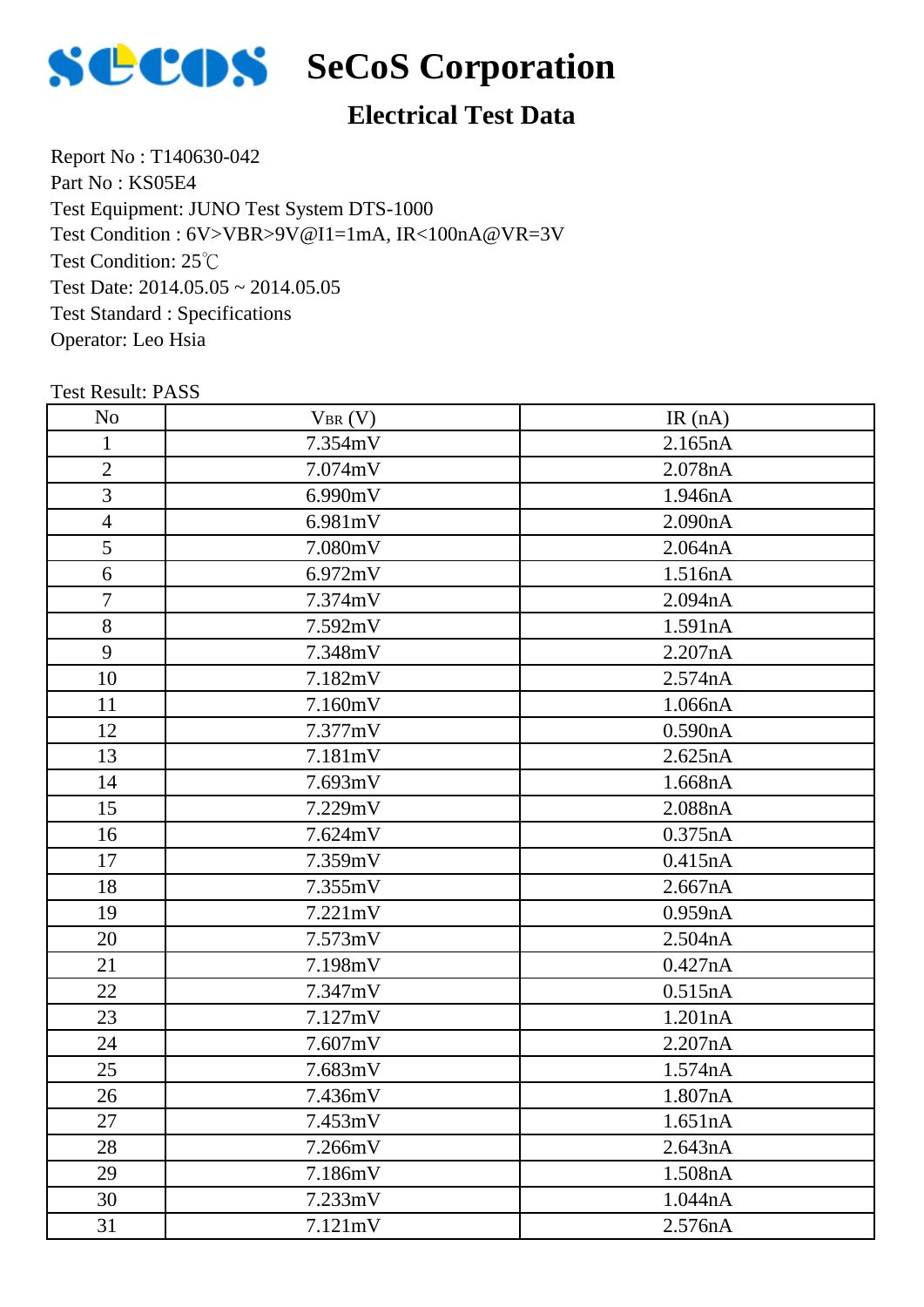# SeCoS Corporation

## Electrical Test Data

Report No : T140630-042
Part No : KS05E4
Test Equipment: JUNO Test System DTS-1000
Test Condition : 6V>VBR>9V@I1=1mA, IR<100nA@VR=3V
Test Condition: 25℃
Test Date: 2014.05.05 ~ 2014.05.05
Test Standard : Specifications
Operator: Leo Hsia

Test Result: PASS

| No | $V_{BR}$ (V) | IR (nA) |
|---|---|---|
| 1 | 7.354mV | 2.165nA |
| 2 | 7.074mV | 2.078nA |
| 3 | 6.990mV | 1.946nA |
| 4 | 6.981mV | 2.090nA |
| 5 | 7.080mV | 2.064nA |
| 6 | 6.972mV | 1.516nA |
| 7 | 7.374mV | 2.094nA |
| 8 | 7.592mV | 1.591nA |
| 9 | 7.348mV | 2.207nA |
| 10 | 7.182mV | 2.574nA |
| 11 | 7.160mV | 1.066nA |
| 12 | 7.377mV | 0.590nA |
| 13 | 7.181mV | 2.625nA |
| 14 | 7.693mV | 1.668nA |
| 15 | 7.229mV | 2.088nA |
| 16 | 7.624mV | 0.375nA |
| 17 | 7.359mV | 0.415nA |
| 18 | 7.355mV | 2.667nA |
| 19 | 7.221mV | 0.959nA |
| 20 | 7.573mV | 2.504nA |
| 21 | 7.198mV | 0.427nA |
| 22 | 7.347mV | 0.515nA |
| 23 | 7.127mV | 1.201nA |
| 24 | 7.607mV | 2.207nA |
| 25 | 7.683mV | 1.574nA |
| 26 | 7.436mV | 1.807nA |
| 27 | 7.453mV | 1.651nA |
| 28 | 7.266mV | 2.643nA |
| 29 | 7.186mV | 1.508nA |
| 30 | 7.233mV | 1.044nA |
| 31 | 7.121mV | 2.576nA |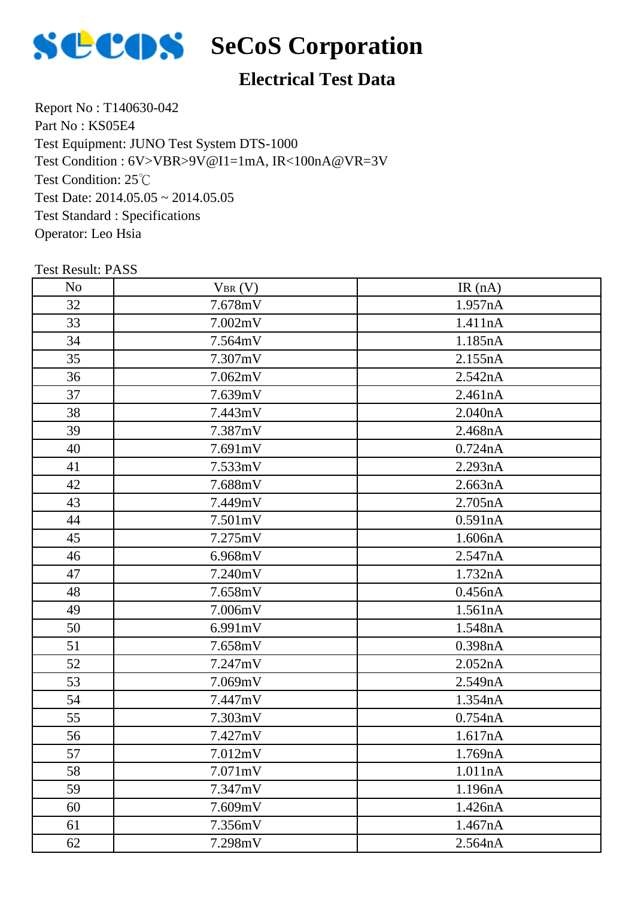# SeCoS Corporation

## Electrical Test Data

Report No : T140630-042
Part No : KS05E4
Test Equipment: JUNO Test System DTS-1000
Test Condition : 6V>VBR>9V@I1=1mA, IR<100nA@VR=3V
Test Condition: 25℃
Test Date: 2014.05.05 ~ 2014.05.05
Test Standard : Specifications
Operator: Leo Hsia

Test Result: PASS

| No | $V_{BR}$ (V) | IR (nA) |
|---|---|---|
| 32 | 7.678mV | 1.957nA |
| 33 | 7.002mV | 1.411nA |
| 34 | 7.564mV | 1.185nA |
| 35 | 7.307mV | 2.155nA |
| 36 | 7.062mV | 2.542nA |
| 37 | 7.639mV | 2.461nA |
| 38 | 7.443mV | 2.040nA |
| 39 | 7.387mV | 2.468nA |
| 40 | 7.691mV | 0.724nA |
| 41 | 7.533mV | 2.293nA |
| 42 | 7.688mV | 2.663nA |
| 43 | 7.449mV | 2.705nA |
| 44 | 7.501mV | 0.591nA |
| 45 | 7.275mV | 1.606nA |
| 46 | 6.968mV | 2.547nA |
| 47 | 7.240mV | 1.732nA |
| 48 | 7.658mV | 0.456nA |
| 49 | 7.006mV | 1.561nA |
| 50 | 6.991mV | 1.548nA |
| 51 | 7.658mV | 0.398nA |
| 52 | 7.247mV | 2.052nA |
| 53 | 7.069mV | 2.549nA |
| 54 | 7.447mV | 1.354nA |
| 55 | 7.303mV | 0.754nA |
| 56 | 7.427mV | 1.617nA |
| 57 | 7.012mV | 1.769nA |
| 58 | 7.071mV | 1.011nA |
| 59 | 7.347mV | 1.196nA |
| 60 | 7.609mV | 1.426nA |
| 61 | 7.356mV | 1.467nA |
| 62 | 7.298mV | 2.564nA |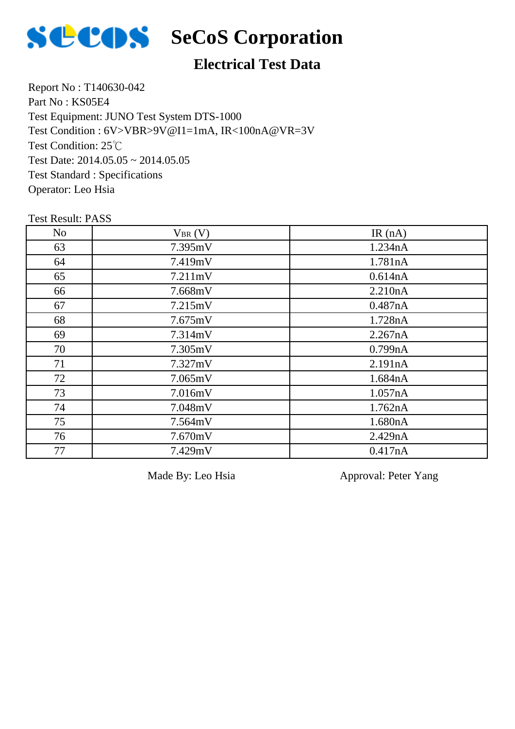# SeCoS Corporation

## Electrical Test Data

Report No : T140630-042
Part No : KS05E4
Test Equipment: JUNO Test System DTS-1000
Test Condition : 6V>VBR>9V@I1=1mA, IR<100nA@VR=3V
Test Condition: 25℃
Test Date: 2014.05.05 ~ 2014.05.05
Test Standard : Specifications
Operator: Leo Hsia

Test Result: PASS

| No | $V_{BR}$ (V) | IR (nA) |
|---|---|---|
| 63 | 7.395mV | 1.234nA |
| 64 | 7.419mV | 1.781nA |
| 65 | 7.211mV | 0.614nA |
| 66 | 7.668mV | 2.210nA |
| 67 | 7.215mV | 0.487nA |
| 68 | 7.675mV | 1.728nA |
| 69 | 7.314mV | 2.267nA |
| 70 | 7.305mV | 0.799nA |
| 71 | 7.327mV | 2.191nA |
| 72 | 7.065mV | 1.684nA |
| 73 | 7.016mV | 1.057nA |
| 74 | 7.048mV | 1.762nA |
| 75 | 7.564mV | 1.680nA |
| 76 | 7.670mV | 2.429nA |
| 77 | 7.429mV | 0.417nA |

Made By: Leo Hsia　　　　Approval: Peter Yang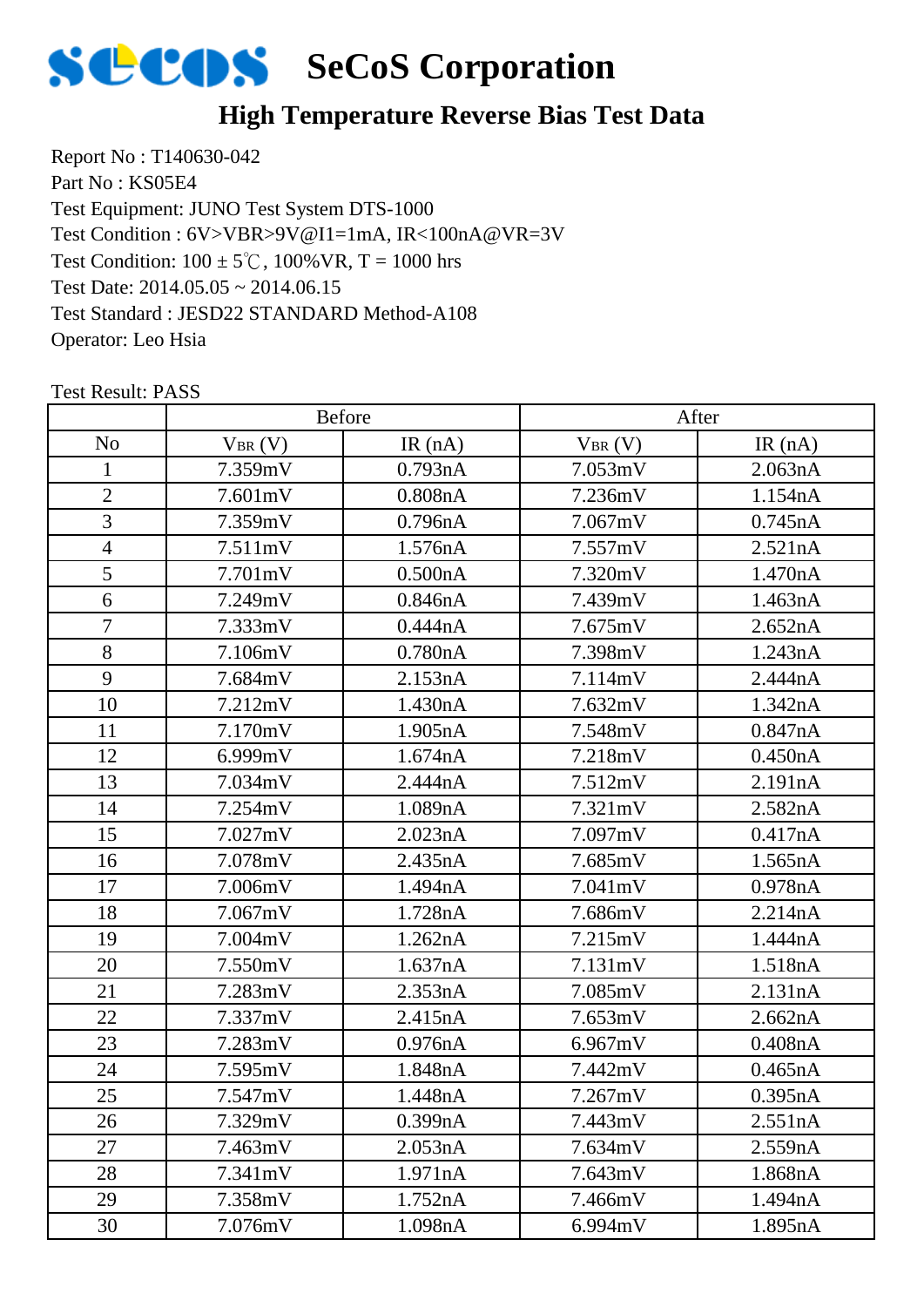# SeCoS Corporation

## High Temperature Reverse Bias Test Data

Report No : T140630-042
Part No : KS05E4
Test Equipment: JUNO Test System DTS-1000
Test Condition : 6V>VBR>9V@I1=1mA, IR<100nA@VR=3V
Test Condition: 100 ± 5℃, 100%VR, T = 1000 hrs
Test Date: 2014.05.05 ~ 2014.06.15
Test Standard : JESD22 STANDARD Method-A108
Operator: Leo Hsia

Test Result: PASS

| | Before | | After | |
|---|---|---|---|---|
| No | $V_{BR}$ (V) | IR (nA) | $V_{BR}$ (V) | IR (nA) |
| 1 | 7.359mV | 0.793nA | 7.053mV | 2.063nA |
| 2 | 7.601mV | 0.808nA | 7.236mV | 1.154nA |
| 3 | 7.359mV | 0.796nA | 7.067mV | 0.745nA |
| 4 | 7.511mV | 1.576nA | 7.557mV | 2.521nA |
| 5 | 7.701mV | 0.500nA | 7.320mV | 1.470nA |
| 6 | 7.249mV | 0.846nA | 7.439mV | 1.463nA |
| 7 | 7.333mV | 0.444nA | 7.675mV | 2.652nA |
| 8 | 7.106mV | 0.780nA | 7.398mV | 1.243nA |
| 9 | 7.684mV | 2.153nA | 7.114mV | 2.444nA |
| 10 | 7.212mV | 1.430nA | 7.632mV | 1.342nA |
| 11 | 7.170mV | 1.905nA | 7.548mV | 0.847nA |
| 12 | 6.999mV | 1.674nA | 7.218mV | 0.450nA |
| 13 | 7.034mV | 2.444nA | 7.512mV | 2.191nA |
| 14 | 7.254mV | 1.089nA | 7.321mV | 2.582nA |
| 15 | 7.027mV | 2.023nA | 7.097mV | 0.417nA |
| 16 | 7.078mV | 2.435nA | 7.685mV | 1.565nA |
| 17 | 7.006mV | 1.494nA | 7.041mV | 0.978nA |
| 18 | 7.067mV | 1.728nA | 7.686mV | 2.214nA |
| 19 | 7.004mV | 1.262nA | 7.215mV | 1.444nA |
| 20 | 7.550mV | 1.637nA | 7.131mV | 1.518nA |
| 21 | 7.283mV | 2.353nA | 7.085mV | 2.131nA |
| 22 | 7.337mV | 2.415nA | 7.653mV | 2.662nA |
| 23 | 7.283mV | 0.976nA | 6.967mV | 0.408nA |
| 24 | 7.595mV | 1.848nA | 7.442mV | 0.465nA |
| 25 | 7.547mV | 1.448nA | 7.267mV | 0.395nA |
| 26 | 7.329mV | 0.399nA | 7.443mV | 2.551nA |
| 27 | 7.463mV | 2.053nA | 7.634mV | 2.559nA |
| 28 | 7.341mV | 1.971nA | 7.643mV | 1.868nA |
| 29 | 7.358mV | 1.752nA | 7.466mV | 1.494nA |
| 30 | 7.076mV | 1.098nA | 6.994mV | 1.895nA |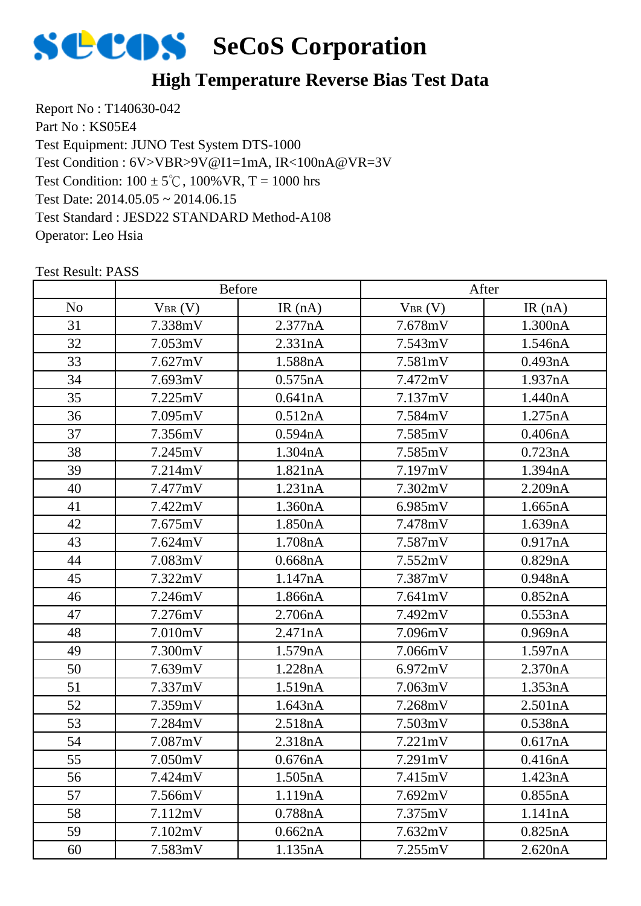# SeCoS Corporation

## High Temperature Reverse Bias Test Data

Report No : T140630-042
Part No : KS05E4
Test Equipment: JUNO Test System DTS-1000
Test Condition : 6V>VBR>9V@I1=1mA, IR<100nA@VR=3V
Test Condition: 100 ± 5℃, 100%VR, T = 1000 hrs
Test Date: 2014.05.05 ~ 2014.06.15
Test Standard : JESD22 STANDARD Method-A108
Operator: Leo Hsia

Test Result: PASS

| | Before | | After | |
|---|---|---|---|---|
| No | $V_{BR}$ (V) | IR (nA) | $V_{BR}$ (V) | IR (nA) |
| 31 | 7.338mV | 2.377nA | 7.678mV | 1.300nA |
| 32 | 7.053mV | 2.331nA | 7.543mV | 1.546nA |
| 33 | 7.627mV | 1.588nA | 7.581mV | 0.493nA |
| 34 | 7.693mV | 0.575nA | 7.472mV | 1.937nA |
| 35 | 7.225mV | 0.641nA | 7.137mV | 1.440nA |
| 36 | 7.095mV | 0.512nA | 7.584mV | 1.275nA |
| 37 | 7.356mV | 0.594nA | 7.585mV | 0.406nA |
| 38 | 7.245mV | 1.304nA | 7.585mV | 0.723nA |
| 39 | 7.214mV | 1.821nA | 7.197mV | 1.394nA |
| 40 | 7.477mV | 1.231nA | 7.302mV | 2.209nA |
| 41 | 7.422mV | 1.360nA | 6.985mV | 1.665nA |
| 42 | 7.675mV | 1.850nA | 7.478mV | 1.639nA |
| 43 | 7.624mV | 1.708nA | 7.587mV | 0.917nA |
| 44 | 7.083mV | 0.668nA | 7.552mV | 0.829nA |
| 45 | 7.322mV | 1.147nA | 7.387mV | 0.948nA |
| 46 | 7.246mV | 1.866nA | 7.641mV | 0.852nA |
| 47 | 7.276mV | 2.706nA | 7.492mV | 0.553nA |
| 48 | 7.010mV | 2.471nA | 7.096mV | 0.969nA |
| 49 | 7.300mV | 1.579nA | 7.066mV | 1.597nA |
| 50 | 7.639mV | 1.228nA | 6.972mV | 2.370nA |
| 51 | 7.337mV | 1.519nA | 7.063mV | 1.353nA |
| 52 | 7.359mV | 1.643nA | 7.268mV | 2.501nA |
| 53 | 7.284mV | 2.518nA | 7.503mV | 0.538nA |
| 54 | 7.087mV | 2.318nA | 7.221mV | 0.617nA |
| 55 | 7.050mV | 0.676nA | 7.291mV | 0.416nA |
| 56 | 7.424mV | 1.505nA | 7.415mV | 1.423nA |
| 57 | 7.566mV | 1.119nA | 7.692mV | 0.855nA |
| 58 | 7.112mV | 0.788nA | 7.375mV | 1.141nA |
| 59 | 7.102mV | 0.662nA | 7.632mV | 0.825nA |
| 60 | 7.583mV | 1.135nA | 7.255mV | 2.620nA |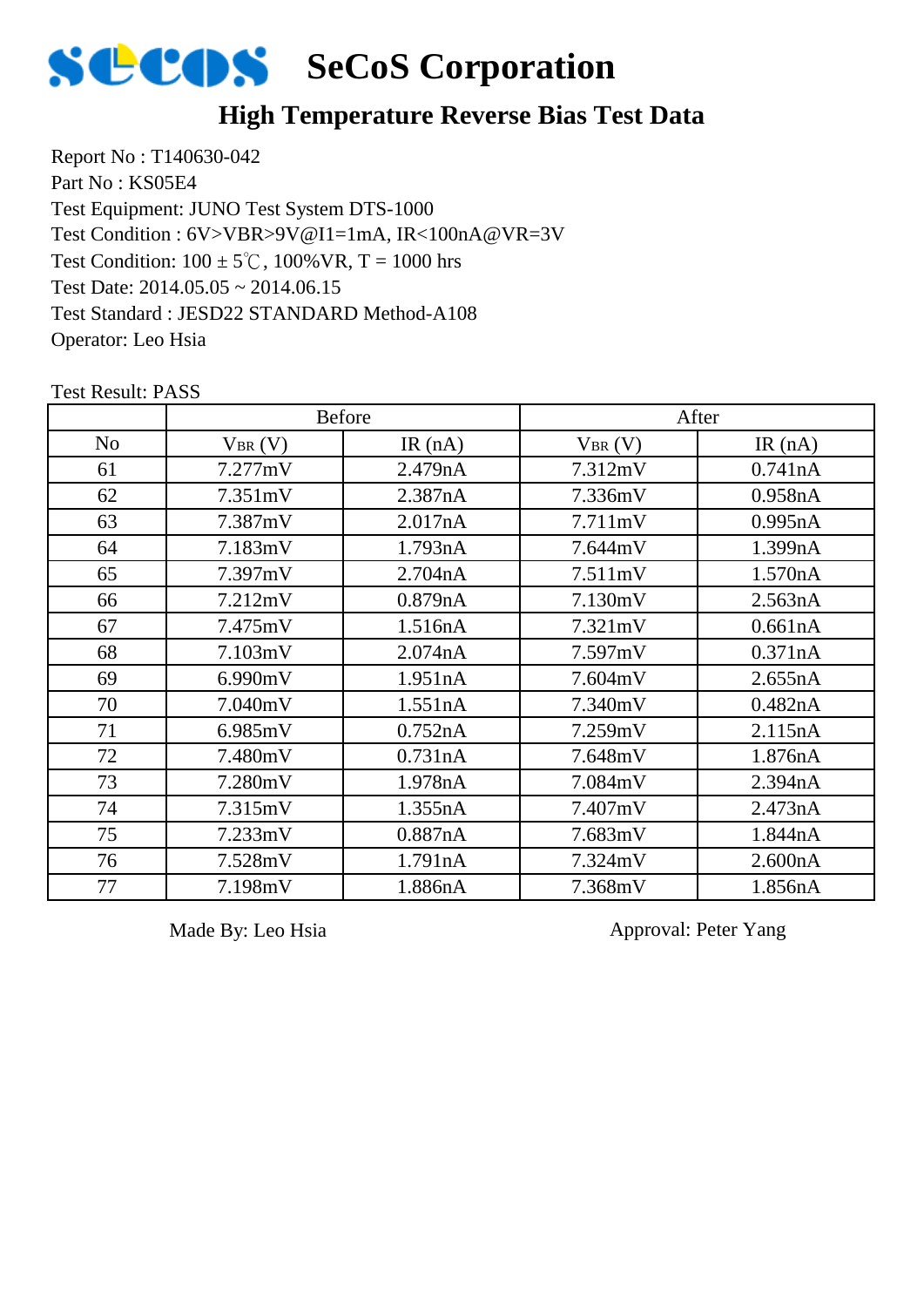# SeCoS Corporation

## High Temperature Reverse Bias Test Data

Report No : T140630-042
Part No : KS05E4
Test Equipment: JUNO Test System DTS-1000
Test Condition : 6V>VBR>9V@I1=1mA, IR<100nA@VR=3V
Test Condition: 100 ± 5℃, 100%VR, T = 1000 hrs
Test Date: 2014.05.05 ~ 2014.06.15
Test Standard : JESD22 STANDARD Method-A108
Operator: Leo Hsia

Test Result: PASS

| | Before | | After | |
|---|---|---|---|---|
| No | $V_{BR}$ (V) | IR (nA) | $V_{BR}$ (V) | IR (nA) |
| 61 | 7.277mV | 2.479nA | 7.312mV | 0.741nA |
| 62 | 7.351mV | 2.387nA | 7.336mV | 0.958nA |
| 63 | 7.387mV | 2.017nA | 7.711mV | 0.995nA |
| 64 | 7.183mV | 1.793nA | 7.644mV | 1.399nA |
| 65 | 7.397mV | 2.704nA | 7.511mV | 1.570nA |
| 66 | 7.212mV | 0.879nA | 7.130mV | 2.563nA |
| 67 | 7.475mV | 1.516nA | 7.321mV | 0.661nA |
| 68 | 7.103mV | 2.074nA | 7.597mV | 0.371nA |
| 69 | 6.990mV | 1.951nA | 7.604mV | 2.655nA |
| 70 | 7.040mV | 1.551nA | 7.340mV | 0.482nA |
| 71 | 6.985mV | 0.752nA | 7.259mV | 2.115nA |
| 72 | 7.480mV | 0.731nA | 7.648mV | 1.876nA |
| 73 | 7.280mV | 1.978nA | 7.084mV | 2.394nA |
| 74 | 7.315mV | 1.355nA | 7.407mV | 2.473nA |
| 75 | 7.233mV | 0.887nA | 7.683mV | 1.844nA |
| 76 | 7.528mV | 1.791nA | 7.324mV | 2.600nA |
| 77 | 7.198mV | 1.886nA | 7.368mV | 1.856nA |

Made By: Leo Hsia　　　　　　　　Approval: Peter Yang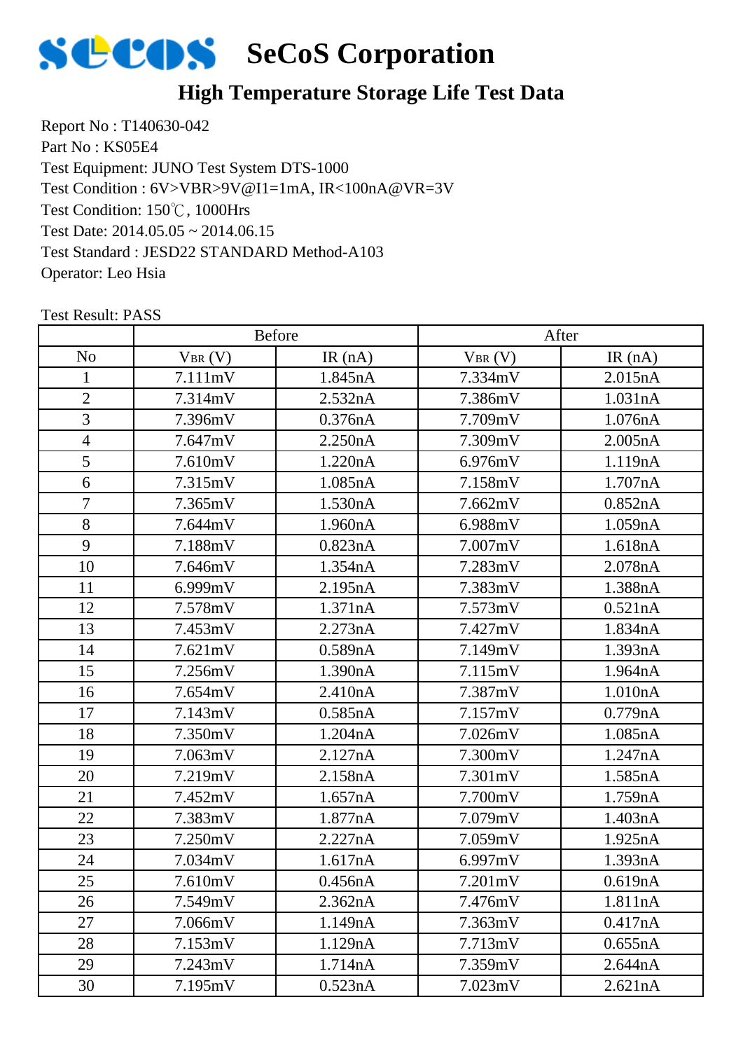# SeCoS Corporation

## High Temperature Storage Life Test Data

Report No : T140630-042
Part No : KS05E4
Test Equipment: JUNO Test System DTS-1000
Test Condition : 6V>VBR>9V@I1=1mA, IR<100nA@VR=3V
Test Condition: 150℃, 1000Hrs
Test Date: 2014.05.05 ~ 2014.06.15
Test Standard : JESD22 STANDARD Method-A103
Operator: Leo Hsia

Test Result: PASS

| | Before | | After | |
|---|---|---|---|---|
| No | $V_{BR}$ (V) | IR (nA) | $V_{BR}$ (V) | IR (nA) |
| 1 | 7.111mV | 1.845nA | 7.334mV | 2.015nA |
| 2 | 7.314mV | 2.532nA | 7.386mV | 1.031nA |
| 3 | 7.396mV | 0.376nA | 7.709mV | 1.076nA |
| 4 | 7.647mV | 2.250nA | 7.309mV | 2.005nA |
| 5 | 7.610mV | 1.220nA | 6.976mV | 1.119nA |
| 6 | 7.315mV | 1.085nA | 7.158mV | 1.707nA |
| 7 | 7.365mV | 1.530nA | 7.662mV | 0.852nA |
| 8 | 7.644mV | 1.960nA | 6.988mV | 1.059nA |
| 9 | 7.188mV | 0.823nA | 7.007mV | 1.618nA |
| 10 | 7.646mV | 1.354nA | 7.283mV | 2.078nA |
| 11 | 6.999mV | 2.195nA | 7.383mV | 1.388nA |
| 12 | 7.578mV | 1.371nA | 7.573mV | 0.521nA |
| 13 | 7.453mV | 2.273nA | 7.427mV | 1.834nA |
| 14 | 7.621mV | 0.589nA | 7.149mV | 1.393nA |
| 15 | 7.256mV | 1.390nA | 7.115mV | 1.964nA |
| 16 | 7.654mV | 2.410nA | 7.387mV | 1.010nA |
| 17 | 7.143mV | 0.585nA | 7.157mV | 0.779nA |
| 18 | 7.350mV | 1.204nA | 7.026mV | 1.085nA |
| 19 | 7.063mV | 2.127nA | 7.300mV | 1.247nA |
| 20 | 7.219mV | 2.158nA | 7.301mV | 1.585nA |
| 21 | 7.452mV | 1.657nA | 7.700mV | 1.759nA |
| 22 | 7.383mV | 1.877nA | 7.079mV | 1.403nA |
| 23 | 7.250mV | 2.227nA | 7.059mV | 1.925nA |
| 24 | 7.034mV | 1.617nA | 6.997mV | 1.393nA |
| 25 | 7.610mV | 0.456nA | 7.201mV | 0.619nA |
| 26 | 7.549mV | 2.362nA | 7.476mV | 1.811nA |
| 27 | 7.066mV | 1.149nA | 7.363mV | 0.417nA |
| 28 | 7.153mV | 1.129nA | 7.713mV | 0.655nA |
| 29 | 7.243mV | 1.714nA | 7.359mV | 2.644nA |
| 30 | 7.195mV | 0.523nA | 7.023mV | 2.621nA |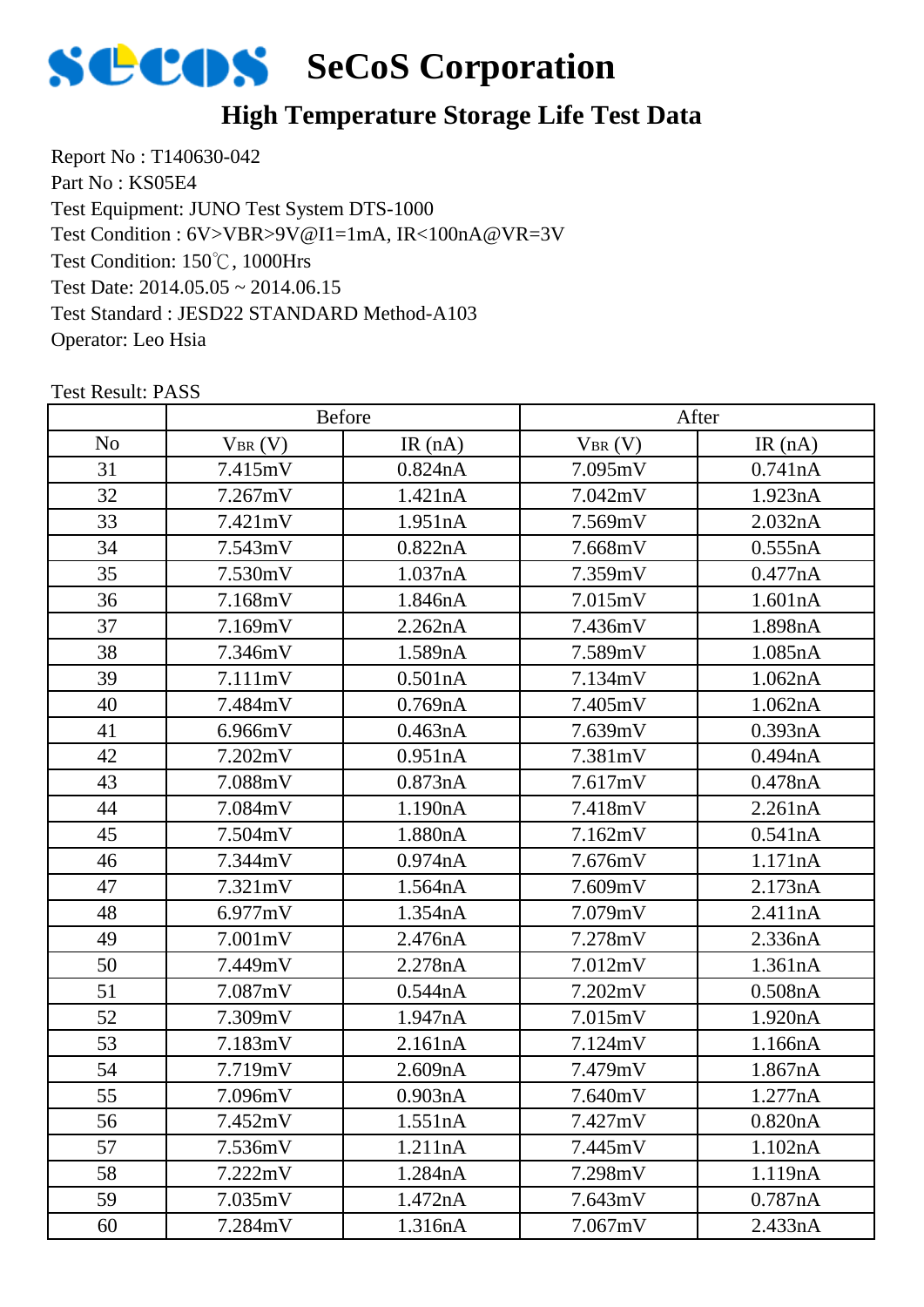# SeCoS Corporation

## High Temperature Storage Life Test Data

Report No : T140630-042
Part No : KS05E4
Test Equipment: JUNO Test System DTS-1000
Test Condition : 6V>VBR>9V@I1=1mA, IR<100nA@VR=3V
Test Condition: 150℃, 1000Hrs
Test Date: 2014.05.05 ~ 2014.06.15
Test Standard : JESD22 STANDARD Method-A103
Operator: Leo Hsia

Test Result: PASS

| | Before | | After | |
|---|---|---|---|---|
| No | $V_{BR}$ (V) | IR (nA) | $V_{BR}$ (V) | IR (nA) |
| 31 | 7.415mV | 0.824nA | 7.095mV | 0.741nA |
| 32 | 7.267mV | 1.421nA | 7.042mV | 1.923nA |
| 33 | 7.421mV | 1.951nA | 7.569mV | 2.032nA |
| 34 | 7.543mV | 0.822nA | 7.668mV | 0.555nA |
| 35 | 7.530mV | 1.037nA | 7.359mV | 0.477nA |
| 36 | 7.168mV | 1.846nA | 7.015mV | 1.601nA |
| 37 | 7.169mV | 2.262nA | 7.436mV | 1.898nA |
| 38 | 7.346mV | 1.589nA | 7.589mV | 1.085nA |
| 39 | 7.111mV | 0.501nA | 7.134mV | 1.062nA |
| 40 | 7.484mV | 0.769nA | 7.405mV | 1.062nA |
| 41 | 6.966mV | 0.463nA | 7.639mV | 0.393nA |
| 42 | 7.202mV | 0.951nA | 7.381mV | 0.494nA |
| 43 | 7.088mV | 0.873nA | 7.617mV | 0.478nA |
| 44 | 7.084mV | 1.190nA | 7.418mV | 2.261nA |
| 45 | 7.504mV | 1.880nA | 7.162mV | 0.541nA |
| 46 | 7.344mV | 0.974nA | 7.676mV | 1.171nA |
| 47 | 7.321mV | 1.564nA | 7.609mV | 2.173nA |
| 48 | 6.977mV | 1.354nA | 7.079mV | 2.411nA |
| 49 | 7.001mV | 2.476nA | 7.278mV | 2.336nA |
| 50 | 7.449mV | 2.278nA | 7.012mV | 1.361nA |
| 51 | 7.087mV | 0.544nA | 7.202mV | 0.508nA |
| 52 | 7.309mV | 1.947nA | 7.015mV | 1.920nA |
| 53 | 7.183mV | 2.161nA | 7.124mV | 1.166nA |
| 54 | 7.719mV | 2.609nA | 7.479mV | 1.867nA |
| 55 | 7.096mV | 0.903nA | 7.640mV | 1.277nA |
| 56 | 7.452mV | 1.551nA | 7.427mV | 0.820nA |
| 57 | 7.536mV | 1.211nA | 7.445mV | 1.102nA |
| 58 | 7.222mV | 1.284nA | 7.298mV | 1.119nA |
| 59 | 7.035mV | 1.472nA | 7.643mV | 0.787nA |
| 60 | 7.284mV | 1.316nA | 7.067mV | 2.433nA |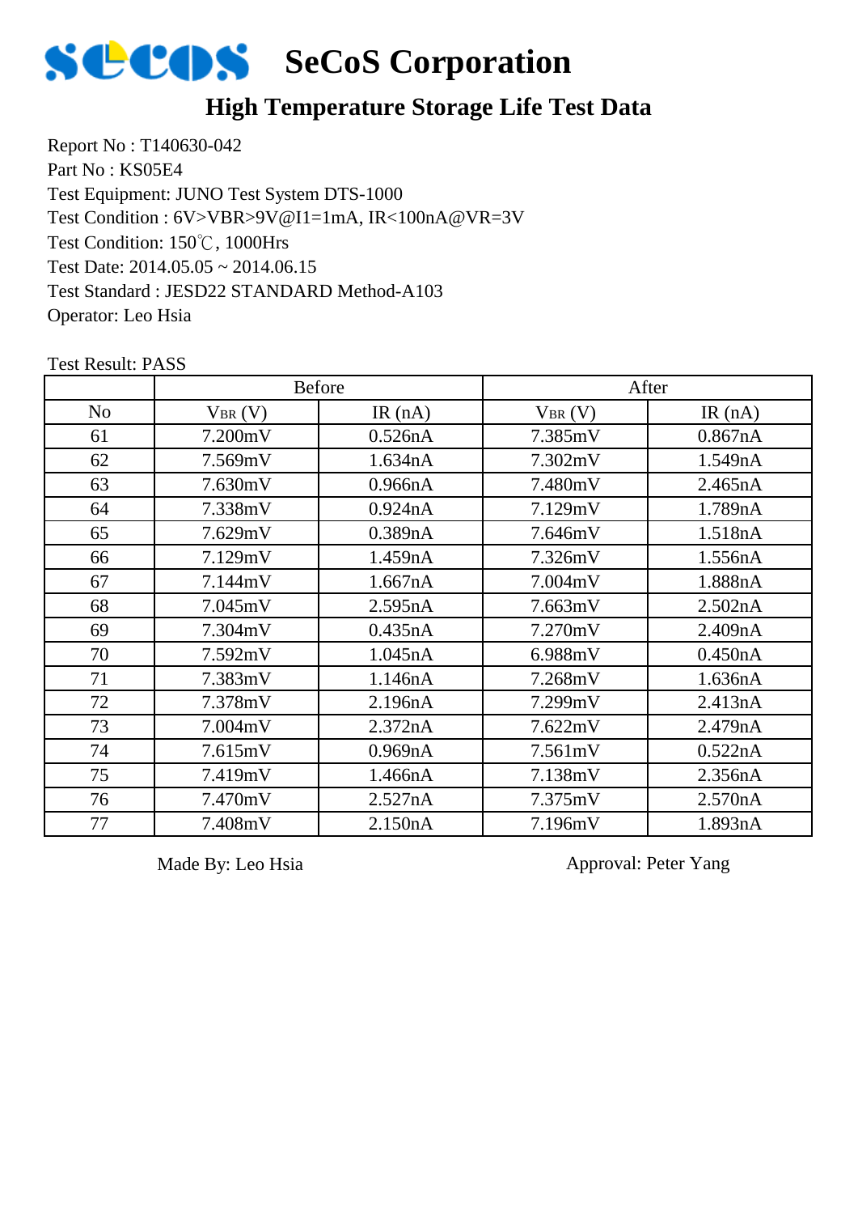# SeCoS Corporation

## High Temperature Storage Life Test Data

Report No : T140630-042
Part No : KS05E4
Test Equipment: JUNO Test System DTS-1000
Test Condition : 6V>VBR>9V@I1=1mA, IR<100nA@VR=3V
Test Condition: 150℃, 1000Hrs
Test Date: 2014.05.05 ~ 2014.06.15
Test Standard : JESD22 STANDARD Method-A103
Operator: Leo Hsia

Test Result: PASS

| | Before | | After | |
|---|---|---|---|---|
| No | $V_{BR}$ (V) | IR (nA) | $V_{BR}$ (V) | IR (nA) |
| 61 | 7.200mV | 0.526nA | 7.385mV | 0.867nA |
| 62 | 7.569mV | 1.634nA | 7.302mV | 1.549nA |
| 63 | 7.630mV | 0.966nA | 7.480mV | 2.465nA |
| 64 | 7.338mV | 0.924nA | 7.129mV | 1.789nA |
| 65 | 7.629mV | 0.389nA | 7.646mV | 1.518nA |
| 66 | 7.129mV | 1.459nA | 7.326mV | 1.556nA |
| 67 | 7.144mV | 1.667nA | 7.004mV | 1.888nA |
| 68 | 7.045mV | 2.595nA | 7.663mV | 2.502nA |
| 69 | 7.304mV | 0.435nA | 7.270mV | 2.409nA |
| 70 | 7.592mV | 1.045nA | 6.988mV | 0.450nA |
| 71 | 7.383mV | 1.146nA | 7.268mV | 1.636nA |
| 72 | 7.378mV | 2.196nA | 7.299mV | 2.413nA |
| 73 | 7.004mV | 2.372nA | 7.622mV | 2.479nA |
| 74 | 7.615mV | 0.969nA | 7.561mV | 0.522nA |
| 75 | 7.419mV | 1.466nA | 7.138mV | 2.356nA |
| 76 | 7.470mV | 2.527nA | 7.375mV | 2.570nA |
| 77 | 7.408mV | 2.150nA | 7.196mV | 1.893nA |

Made By: Leo Hsia

Approval: Peter Yang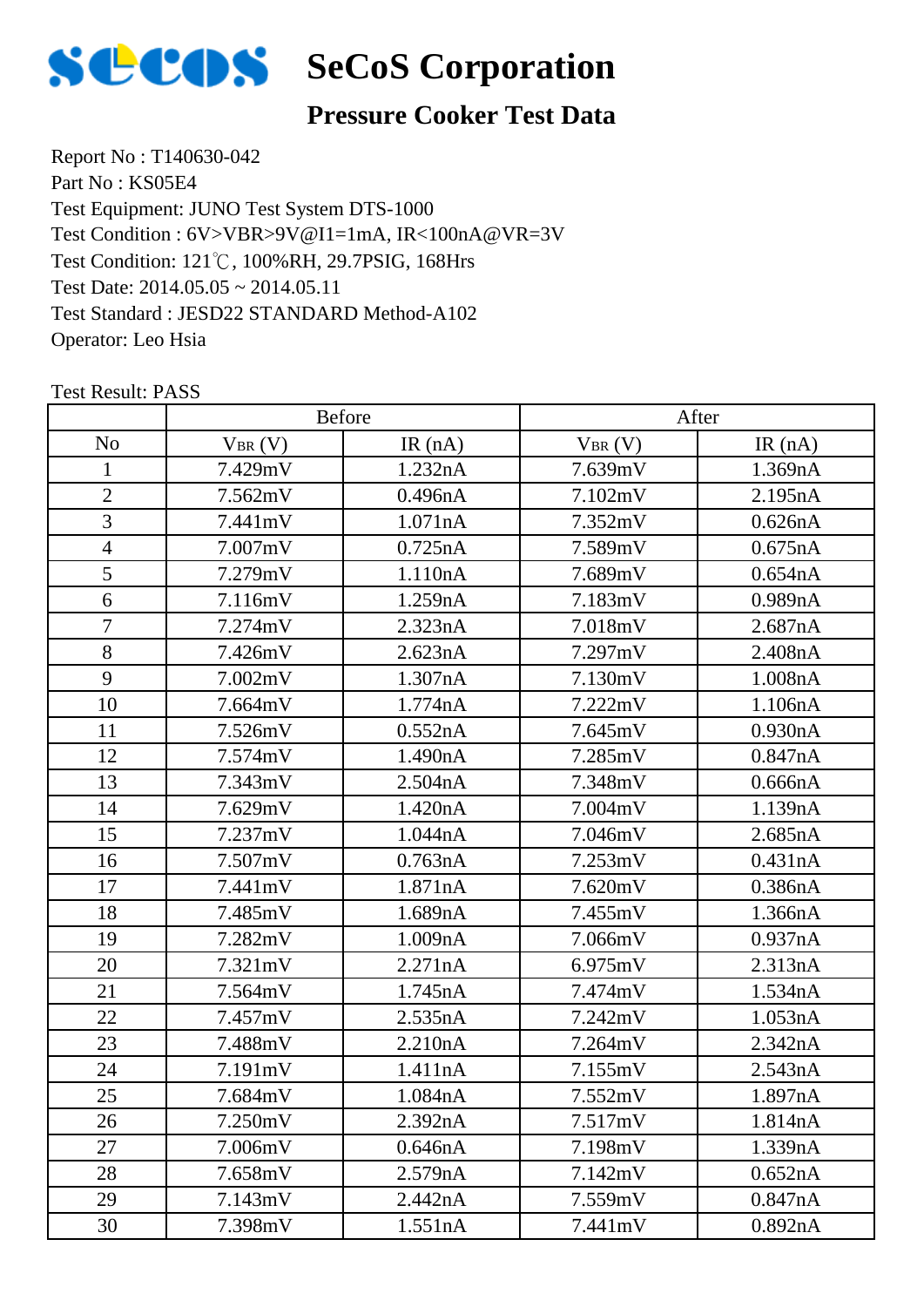# SeCoS Corporation

## Pressure Cooker Test Data

Report No : T140630-042
Part No : KS05E4
Test Equipment: JUNO Test System DTS-1000
Test Condition : 6V>VBR>9V@I1=1mA, IR<100nA@VR=3V
Test Condition: 121℃, 100%RH, 29.7PSIG, 168Hrs
Test Date: 2014.05.05 ~ 2014.05.11
Test Standard : JESD22 STANDARD Method-A102
Operator: Leo Hsia

Test Result: PASS

| | Before | | After | |
|---|---|---|---|---|
| No | $V_{BR}$ (V) | IR (nA) | $V_{BR}$ (V) | IR (nA) |
| 1 | 7.429mV | 1.232nA | 7.639mV | 1.369nA |
| 2 | 7.562mV | 0.496nA | 7.102mV | 2.195nA |
| 3 | 7.441mV | 1.071nA | 7.352mV | 0.626nA |
| 4 | 7.007mV | 0.725nA | 7.589mV | 0.675nA |
| 5 | 7.279mV | 1.110nA | 7.689mV | 0.654nA |
| 6 | 7.116mV | 1.259nA | 7.183mV | 0.989nA |
| 7 | 7.274mV | 2.323nA | 7.018mV | 2.687nA |
| 8 | 7.426mV | 2.623nA | 7.297mV | 2.408nA |
| 9 | 7.002mV | 1.307nA | 7.130mV | 1.008nA |
| 10 | 7.664mV | 1.774nA | 7.222mV | 1.106nA |
| 11 | 7.526mV | 0.552nA | 7.645mV | 0.930nA |
| 12 | 7.574mV | 1.490nA | 7.285mV | 0.847nA |
| 13 | 7.343mV | 2.504nA | 7.348mV | 0.666nA |
| 14 | 7.629mV | 1.420nA | 7.004mV | 1.139nA |
| 15 | 7.237mV | 1.044nA | 7.046mV | 2.685nA |
| 16 | 7.507mV | 0.763nA | 7.253mV | 0.431nA |
| 17 | 7.441mV | 1.871nA | 7.620mV | 0.386nA |
| 18 | 7.485mV | 1.689nA | 7.455mV | 1.366nA |
| 19 | 7.282mV | 1.009nA | 7.066mV | 0.937nA |
| 20 | 7.321mV | 2.271nA | 6.975mV | 2.313nA |
| 21 | 7.564mV | 1.745nA | 7.474mV | 1.534nA |
| 22 | 7.457mV | 2.535nA | 7.242mV | 1.053nA |
| 23 | 7.488mV | 2.210nA | 7.264mV | 2.342nA |
| 24 | 7.191mV | 1.411nA | 7.155mV | 2.543nA |
| 25 | 7.684mV | 1.084nA | 7.552mV | 1.897nA |
| 26 | 7.250mV | 2.392nA | 7.517mV | 1.814nA |
| 27 | 7.006mV | 0.646nA | 7.198mV | 1.339nA |
| 28 | 7.658mV | 2.579nA | 7.142mV | 0.652nA |
| 29 | 7.143mV | 2.442nA | 7.559mV | 0.847nA |
| 30 | 7.398mV | 1.551nA | 7.441mV | 0.892nA |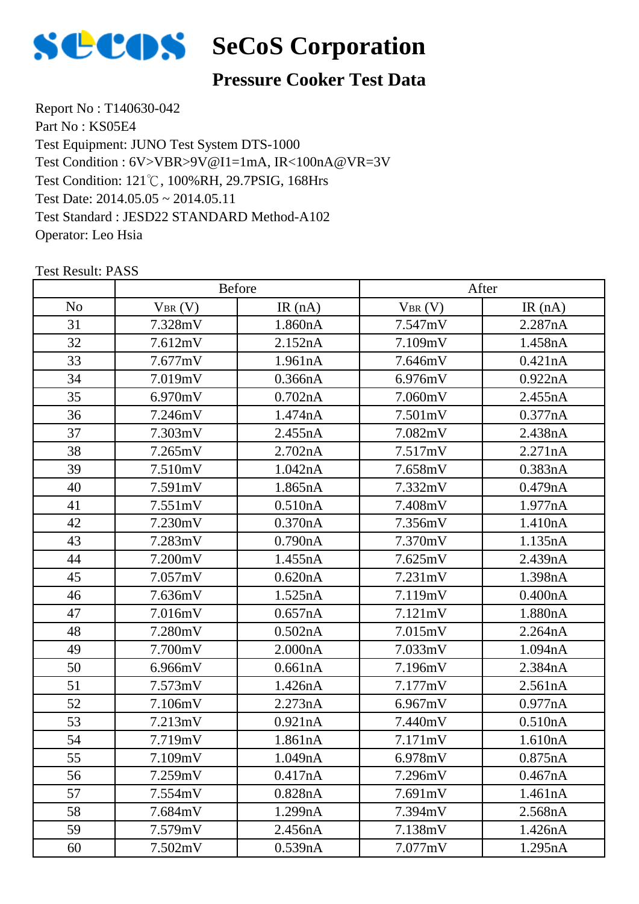# SeCoS Corporation

## Pressure Cooker Test Data

Report No : T140630-042
Part No : KS05E4
Test Equipment: JUNO Test System DTS-1000
Test Condition : 6V>VBR>9V@I1=1mA, IR<100nA@VR=3V
Test Condition: 121℃, 100%RH, 29.7PSIG, 168Hrs
Test Date: 2014.05.05 ~ 2014.05.11
Test Standard : JESD22 STANDARD Method-A102
Operator: Leo Hsia

Test Result: PASS

| | Before | | After | |
|---|---|---|---|---|
| No | $V_{BR}$ (V) | IR (nA) | $V_{BR}$ (V) | IR (nA) |
| 31 | 7.328mV | 1.860nA | 7.547mV | 2.287nA |
| 32 | 7.612mV | 2.152nA | 7.109mV | 1.458nA |
| 33 | 7.677mV | 1.961nA | 7.646mV | 0.421nA |
| 34 | 7.019mV | 0.366nA | 6.976mV | 0.922nA |
| 35 | 6.970mV | 0.702nA | 7.060mV | 2.455nA |
| 36 | 7.246mV | 1.474nA | 7.501mV | 0.377nA |
| 37 | 7.303mV | 2.455nA | 7.082mV | 2.438nA |
| 38 | 7.265mV | 2.702nA | 7.517mV | 2.271nA |
| 39 | 7.510mV | 1.042nA | 7.658mV | 0.383nA |
| 40 | 7.591mV | 1.865nA | 7.332mV | 0.479nA |
| 41 | 7.551mV | 0.510nA | 7.408mV | 1.977nA |
| 42 | 7.230mV | 0.370nA | 7.356mV | 1.410nA |
| 43 | 7.283mV | 0.790nA | 7.370mV | 1.135nA |
| 44 | 7.200mV | 1.455nA | 7.625mV | 2.439nA |
| 45 | 7.057mV | 0.620nA | 7.231mV | 1.398nA |
| 46 | 7.636mV | 1.525nA | 7.119mV | 0.400nA |
| 47 | 7.016mV | 0.657nA | 7.121mV | 1.880nA |
| 48 | 7.280mV | 0.502nA | 7.015mV | 2.264nA |
| 49 | 7.700mV | 2.000nA | 7.033mV | 1.094nA |
| 50 | 6.966mV | 0.661nA | 7.196mV | 2.384nA |
| 51 | 7.573mV | 1.426nA | 7.177mV | 2.561nA |
| 52 | 7.106mV | 2.273nA | 6.967mV | 0.977nA |
| 53 | 7.213mV | 0.921nA | 7.440mV | 0.510nA |
| 54 | 7.719mV | 1.861nA | 7.171mV | 1.610nA |
| 55 | 7.109mV | 1.049nA | 6.978mV | 0.875nA |
| 56 | 7.259mV | 0.417nA | 7.296mV | 0.467nA |
| 57 | 7.554mV | 0.828nA | 7.691mV | 1.461nA |
| 58 | 7.684mV | 1.299nA | 7.394mV | 2.568nA |
| 59 | 7.579mV | 2.456nA | 7.138mV | 1.426nA |
| 60 | 7.502mV | 0.539nA | 7.077mV | 1.295nA |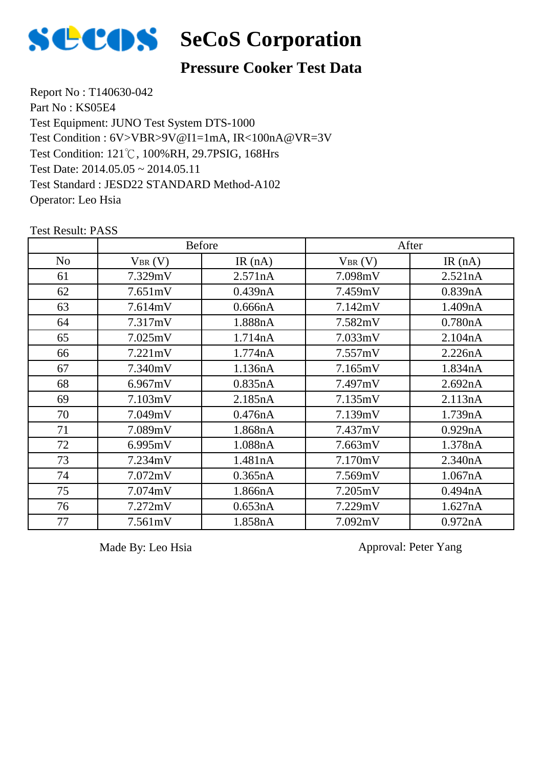# SeCoS Corporation

## Pressure Cooker Test Data

Report No : T140630-042
Part No : KS05E4
Test Equipment: JUNO Test System DTS-1000
Test Condition : 6V>VBR>9V@I1=1mA, IR<100nA@VR=3V
Test Condition: 121℃, 100%RH, 29.7PSIG, 168Hrs
Test Date: 2014.05.05 ~ 2014.05.11
Test Standard : JESD22 STANDARD Method-A102
Operator: Leo Hsia

Test Result: PASS

| | Before | | After | |
|---|---|---|---|---|
| No | $V_{BR}$ (V) | IR (nA) | $V_{BR}$ (V) | IR (nA) |
| 61 | 7.329mV | 2.571nA | 7.098mV | 2.521nA |
| 62 | 7.651mV | 0.439nA | 7.459mV | 0.839nA |
| 63 | 7.614mV | 0.666nA | 7.142mV | 1.409nA |
| 64 | 7.317mV | 1.888nA | 7.582mV | 0.780nA |
| 65 | 7.025mV | 1.714nA | 7.033mV | 2.104nA |
| 66 | 7.221mV | 1.774nA | 7.557mV | 2.226nA |
| 67 | 7.340mV | 1.136nA | 7.165mV | 1.834nA |
| 68 | 6.967mV | 0.835nA | 7.497mV | 2.692nA |
| 69 | 7.103mV | 2.185nA | 7.135mV | 2.113nA |
| 70 | 7.049mV | 0.476nA | 7.139mV | 1.739nA |
| 71 | 7.089mV | 1.868nA | 7.437mV | 0.929nA |
| 72 | 6.995mV | 1.088nA | 7.663mV | 1.378nA |
| 73 | 7.234mV | 1.481nA | 7.170mV | 2.340nA |
| 74 | 7.072mV | 0.365nA | 7.569mV | 1.067nA |
| 75 | 7.074mV | 1.866nA | 7.205mV | 0.494nA |
| 76 | 7.272mV | 0.653nA | 7.229mV | 1.627nA |
| 77 | 7.561mV | 1.858nA | 7.092mV | 0.972nA |

Made By: Leo Hsia

Approval: Peter Yang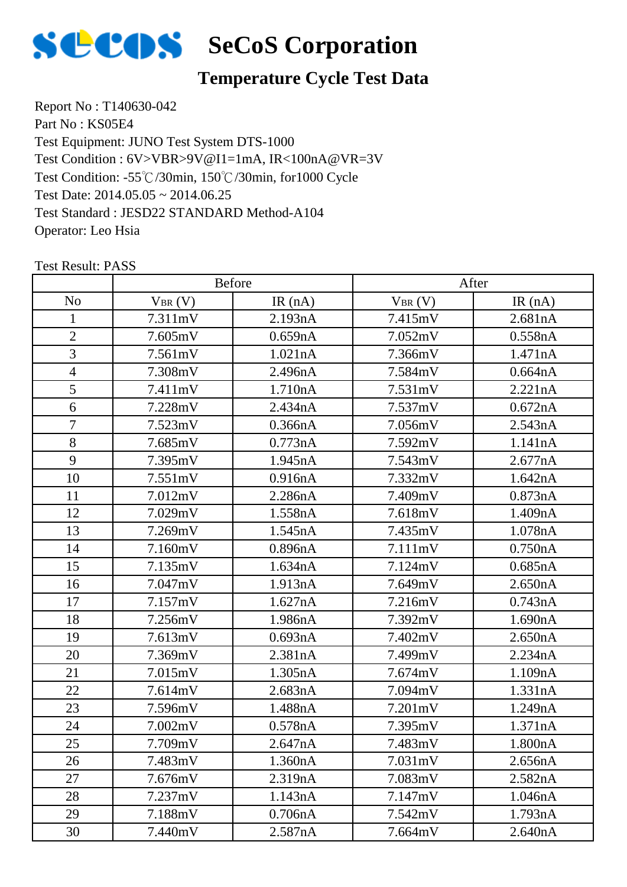# SeCoS Corporation

## Temperature Cycle Test Data

Report No : T140630-042
Part No : KS05E4
Test Equipment: JUNO Test System DTS-1000
Test Condition : 6V>VBR>9V@I1=1mA, IR<100nA@VR=3V
Test Condition: -55℃/30min, 150℃/30min, for1000 Cycle
Test Date: 2014.05.05 ~ 2014.06.25
Test Standard : JESD22 STANDARD Method-A104
Operator: Leo Hsia

Test Result: PASS

| | Before | | After | |
|---|---|---|---|---|
| No | $V_{BR}$ (V) | IR (nA) | $V_{BR}$ (V) | IR (nA) |
| 1 | 7.311mV | 2.193nA | 7.415mV | 2.681nA |
| 2 | 7.605mV | 0.659nA | 7.052mV | 0.558nA |
| 3 | 7.561mV | 1.021nA | 7.366mV | 1.471nA |
| 4 | 7.308mV | 2.496nA | 7.584mV | 0.664nA |
| 5 | 7.411mV | 1.710nA | 7.531mV | 2.221nA |
| 6 | 7.228mV | 2.434nA | 7.537mV | 0.672nA |
| 7 | 7.523mV | 0.366nA | 7.056mV | 2.543nA |
| 8 | 7.685mV | 0.773nA | 7.592mV | 1.141nA |
| 9 | 7.395mV | 1.945nA | 7.543mV | 2.677nA |
| 10 | 7.551mV | 0.916nA | 7.332mV | 1.642nA |
| 11 | 7.012mV | 2.286nA | 7.409mV | 0.873nA |
| 12 | 7.029mV | 1.558nA | 7.618mV | 1.409nA |
| 13 | 7.269mV | 1.545nA | 7.435mV | 1.078nA |
| 14 | 7.160mV | 0.896nA | 7.111mV | 0.750nA |
| 15 | 7.135mV | 1.634nA | 7.124mV | 0.685nA |
| 16 | 7.047mV | 1.913nA | 7.649mV | 2.650nA |
| 17 | 7.157mV | 1.627nA | 7.216mV | 0.743nA |
| 18 | 7.256mV | 1.986nA | 7.392mV | 1.690nA |
| 19 | 7.613mV | 0.693nA | 7.402mV | 2.650nA |
| 20 | 7.369mV | 2.381nA | 7.499mV | 2.234nA |
| 21 | 7.015mV | 1.305nA | 7.674mV | 1.109nA |
| 22 | 7.614mV | 2.683nA | 7.094mV | 1.331nA |
| 23 | 7.596mV | 1.488nA | 7.201mV | 1.249nA |
| 24 | 7.002mV | 0.578nA | 7.395mV | 1.371nA |
| 25 | 7.709mV | 2.647nA | 7.483mV | 1.800nA |
| 26 | 7.483mV | 1.360nA | 7.031mV | 2.656nA |
| 27 | 7.676mV | 2.319nA | 7.083mV | 2.582nA |
| 28 | 7.237mV | 1.143nA | 7.147mV | 1.046nA |
| 29 | 7.188mV | 0.706nA | 7.542mV | 1.793nA |
| 30 | 7.440mV | 2.587nA | 7.664mV | 2.640nA |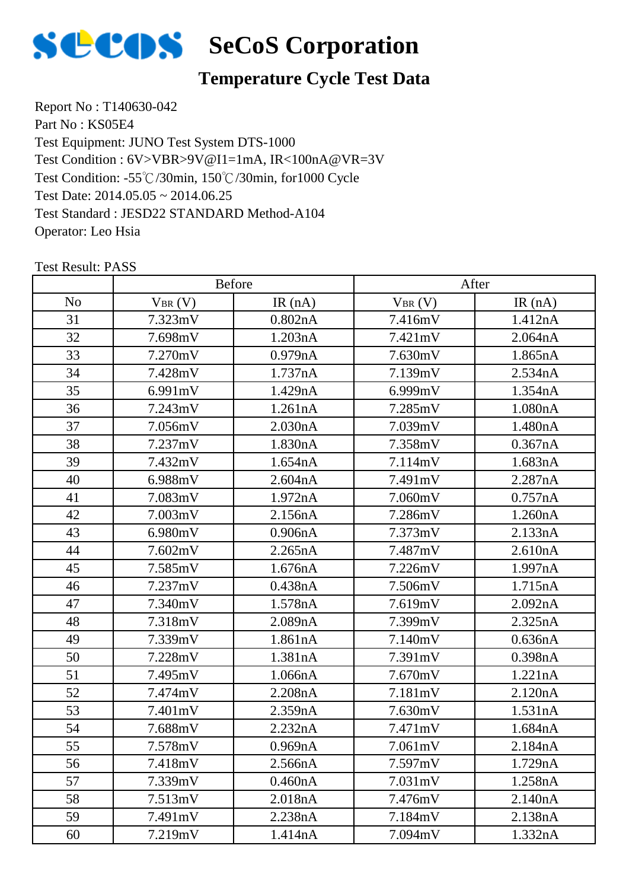# SeCoS Corporation

## Temperature Cycle Test Data

Report No : T140630-042
Part No : KS05E4
Test Equipment: JUNO Test System DTS-1000
Test Condition : 6V>VBR>9V@I1=1mA, IR<100nA@VR=3V
Test Condition: -55℃/30min, 150℃/30min, for1000 Cycle
Test Date: 2014.05.05 ~ 2014.06.25
Test Standard : JESD22 STANDARD Methods-A104
Operator: Leo Hsia

Test Result: PASS

| | Before | | After | |
|---|---|---|---|---|
| No | $V_{BR}$ (V) | IR (nA) | $V_{BR}$ (V) | IR (nA) |
| 31 | 7.323mV | 0.802nA | 7.416mV | 1.412nA |
| 32 | 7.698mV | 1.203nA | 7.421mV | 2.064nA |
| 33 | 7.270mV | 0.979nA | 7.630mV | 1.865nA |
| 34 | 7.428mV | 1.737nA | 7.139mV | 2.534nA |
| 35 | 6.991mV | 1.429nA | 6.999mV | 1.354nA |
| 36 | 7.243mV | 1.261nA | 7.285mV | 1.080nA |
| 37 | 7.056mV | 2.030nA | 7.039mV | 1.480nA |
| 38 | 7.237mV | 1.830nA | 7.358mV | 0.367nA |
| 39 | 7.432mV | 1.654nA | 7.114mV | 1.683nA |
| 40 | 6.988mV | 2.604nA | 7.491mV | 2.287nA |
| 41 | 7.083mV | 1.972nA | 7.060mV | 0.757nA |
| 42 | 7.003mV | 2.156nA | 7.286mV | 1.260nA |
| 43 | 6.980mV | 0.906nA | 7.373mV | 2.133nA |
| 44 | 7.602mV | 2.265nA | 7.487mV | 2.610nA |
| 45 | 7.585mV | 1.676nA | 7.226mV | 1.997nA |
| 46 | 7.237mV | 0.438nA | 7.506mV | 1.715nA |
| 47 | 7.340mV | 1.578nA | 7.619mV | 2.092nA |
| 48 | 7.318mV | 2.089nA | 7.399mV | 2.325nA |
| 49 | 7.339mV | 1.861nA | 7.140mV | 0.636nA |
| 50 | 7.228mV | 1.381nA | 7.391mV | 0.398nA |
| 51 | 7.495mV | 1.066nA | 7.670mV | 1.221nA |
| 52 | 7.474mV | 2.208nA | 7.181mV | 2.120nA |
| 53 | 7.401mV | 2.359nA | 7.630mV | 1.531nA |
| 54 | 7.688mV | 2.232nA | 7.471mV | 1.684nA |
| 55 | 7.578mV | 0.969nA | 7.061mV | 2.184nA |
| 56 | 7.418mV | 2.566nA | 7.597mV | 1.729nA |
| 57 | 7.339mV | 0.460nA | 7.031mV | 1.258nA |
| 58 | 7.513mV | 2.018nA | 7.476mV | 2.140nA |
| 59 | 7.491mV | 2.238nA | 7.184mV | 2.138nA |
| 60 | 7.219mV | 1.414nA | 7.094mV | 1.332nA |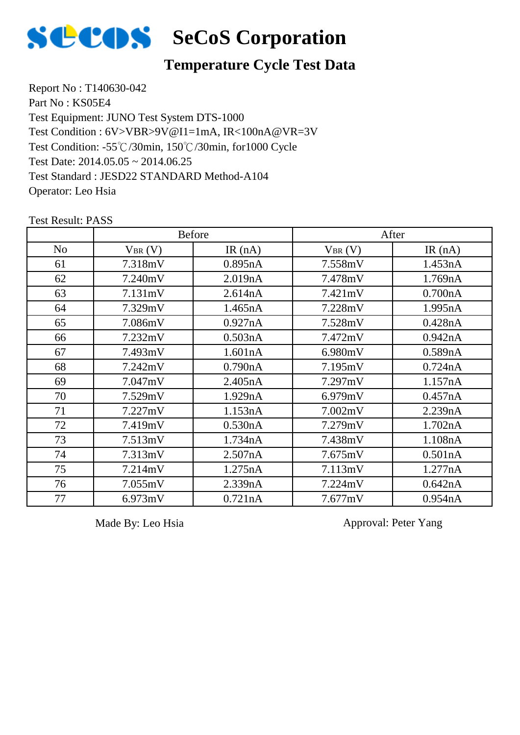# SeCoS Corporation

## Temperature Cycle Test Data

Report No : T140630-042
Part No : KS05E4
Test Equipment: JUNO Test System DTS-1000
Test Condition : 6V>VBR>9V@I1=1mA, IR<100nA@VR=3V
Test Condition: -55℃/30min, 150℃/30min, for1000 Cycle
Test Date: 2014.05.05 ~ 2014.06.25
Test Standard : JESD22 STANDARD Method-A104
Operator: Leo Hsia

Test Result: PASS

| | Before | | After | |
|---|---|---|---|---|
| No | $V_{BR}$ (V) | IR (nA) | $V_{BR}$ (V) | IR (nA) |
| 61 | 7.318mV | 0.895nA | 7.558mV | 1.453nA |
| 62 | 7.240mV | 2.019nA | 7.478mV | 1.769nA |
| 63 | 7.131mV | 2.614nA | 7.421mV | 0.700nA |
| 64 | 7.329mV | 1.465nA | 7.228mV | 1.995nA |
| 65 | 7.086mV | 0.927nA | 7.528mV | 0.428nA |
| 66 | 7.232mV | 0.503nA | 7.472mV | 0.942nA |
| 67 | 7.493mV | 1.601nA | 6.980mV | 0.589nA |
| 68 | 7.242mV | 0.790nA | 7.195mV | 0.724nA |
| 69 | 7.047mV | 2.405nA | 7.297mV | 1.157nA |
| 70 | 7.529mV | 1.929nA | 6.979mV | 0.457nA |
| 71 | 7.227mV | 1.153nA | 7.002mV | 2.239nA |
| 72 | 7.419mV | 0.530nA | 7.279mV | 1.702nA |
| 73 | 7.513mV | 1.734nA | 7.438mV | 1.108nA |
| 74 | 7.313mV | 2.507nA | 7.675mV | 0.501nA |
| 75 | 7.214mV | 1.275nA | 7.113mV | 1.277nA |
| 76 | 7.055mV | 2.339nA | 7.224mV | 0.642nA |
| 77 | 6.973mV | 0.721nA | 7.677mV | 0.954nA |

Made By: Leo Hsia          Approval: Peter Yang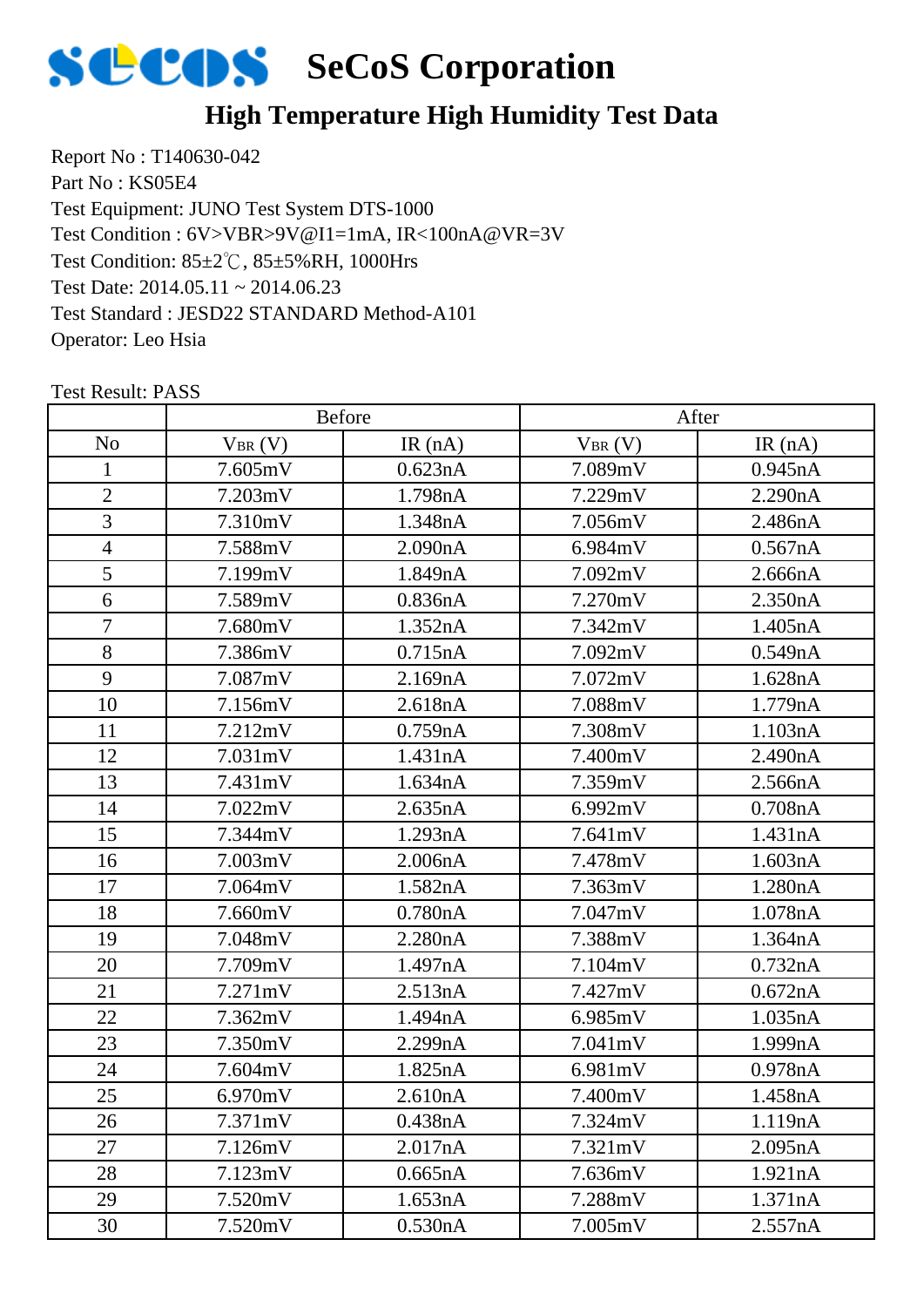# SeCoS Corporation

## High Temperature High Humidity Test Data

Report No : T140630-042
Part No : KS05E4
Test Equipment: JUNO Test System DTS-1000
Test Condition : 6V>VBR>9V@I1=1mA, IR<100nA@VR=3V
Test Condition: 85±2℃, 85±5%RH, 1000Hrs
Test Date: 2014.05.11 ~ 2014.06.23
Test Standard : JESD22 STANDARD Method-A101
Operator: Leo Hsia

Test Result: PASS

| | Before | | After | |
|---|---|---|---|---|
| No | $V_{BR}$ (V) | IR (nA) | $V_{BR}$ (V) | IR (nA) |
| 1 | 7.605mV | 0.623nA | 7.089mV | 0.945nA |
| 2 | 7.203mV | 1.798nA | 7.229mV | 2.290nA |
| 3 | 7.310mV | 1.348nA | 7.056mV | 2.486nA |
| 4 | 7.588mV | 2.090nA | 6.984mV | 0.567nA |
| 5 | 7.199mV | 1.849nA | 7.092mV | 2.666nA |
| 6 | 7.589mV | 0.836nA | 7.270mV | 2.350nA |
| 7 | 7.680mV | 1.352nA | 7.342mV | 1.405nA |
| 8 | 7.386mV | 0.715nA | 7.092mV | 0.549nA |
| 9 | 7.087mV | 2.169nA | 7.072mV | 1.628nA |
| 10 | 7.156mV | 2.618nA | 7.088mV | 1.779nA |
| 11 | 7.212mV | 0.759nA | 7.308mV | 1.103nA |
| 12 | 7.031mV | 1.431nA | 7.400mV | 2.490nA |
| 13 | 7.431mV | 1.634nA | 7.359mV | 2.566nA |
| 14 | 7.022mV | 2.635nA | 6.992mV | 0.708nA |
| 15 | 7.344mV | 1.293nA | 7.641mV | 1.431nA |
| 16 | 7.003mV | 2.006nA | 7.478mV | 1.603nA |
| 17 | 7.064mV | 1.582nA | 7.363mV | 1.280nA |
| 18 | 7.660mV | 0.780nA | 7.047mV | 1.078nA |
| 19 | 7.048mV | 2.280nA | 7.388mV | 1.364nA |
| 20 | 7.709mV | 1.497nA | 7.104mV | 0.732nA |
| 21 | 7.271mV | 2.513nA | 7.427mV | 0.672nA |
| 22 | 7.362mV | 1.494nA | 6.985mV | 1.035nA |
| 23 | 7.350mV | 2.299nA | 7.041mV | 1.999nA |
| 24 | 7.604mV | 1.825nA | 6.981mV | 0.978nA |
| 25 | 6.970mV | 2.610nA | 7.400mV | 1.458nA |
| 26 | 7.371mV | 0.438nA | 7.324mV | 1.119nA |
| 27 | 7.126mV | 2.017nA | 7.321mV | 2.095nA |
| 28 | 7.123mV | 0.665nA | 7.636mV | 1.921nA |
| 29 | 7.520mV | 1.653nA | 7.288mV | 1.371nA |
| 30 | 7.520mV | 0.530nA | 7.005mV | 2.557nA |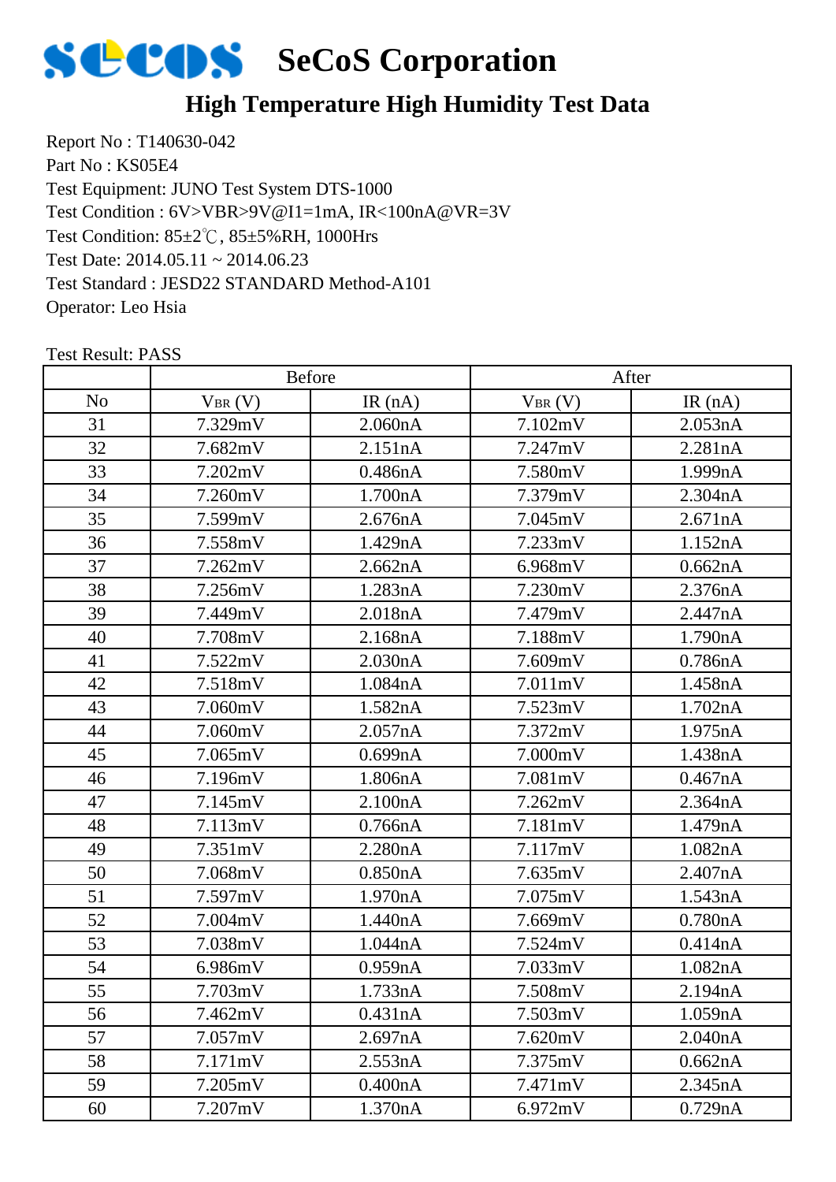# SeCoS Corporation

## High Temperature High Humidity Test Data

Report No : T140630-042
Part No : KS05E4
Test Equipment: JUNO Test System DTS-1000
Test Condition : 6V>VBR>9V@I1=1mA, IR<100nA@VR=3V
Test Condition: 85±2℃, 85±5%RH, 1000Hrs
Test Date: 2014.05.11 ~ 2014.06.23
Test Standard : JESD22 STANDARD Method-A101
Operator: Leo Hsia

Test Result: PASS

| | Before | | After | |
|---|---|---|---|---|
| No | $V_{BR}$ (V) | IR (nA) | $V_{BR}$ (V) | IR (nA) |
| 31 | 7.329mV | 2.060nA | 7.102mV | 2.053nA |
| 32 | 7.682mV | 2.151nA | 7.247mV | 2.281nA |
| 33 | 7.202mV | 0.486nA | 7.580mV | 1.999nA |
| 34 | 7.260mV | 1.700nA | 7.379mV | 2.304nA |
| 35 | 7.599mV | 2.676nA | 7.045mV | 2.671nA |
| 36 | 7.558mV | 1.429nA | 7.233mV | 1.152nA |
| 37 | 7.262mV | 2.662nA | 6.968mV | 0.662nA |
| 38 | 7.256mV | 1.283nA | 7.230mV | 2.376nA |
| 39 | 7.449mV | 2.018nA | 7.479mV | 2.447nA |
| 40 | 7.708mV | 2.168nA | 7.188mV | 1.790nA |
| 41 | 7.522mV | 2.030nA | 7.609mV | 0.786nA |
| 42 | 7.518mV | 1.084nA | 7.011mV | 1.458nA |
| 43 | 7.060mV | 1.582nA | 7.523mV | 1.702nA |
| 44 | 7.060mV | 2.057nA | 7.372mV | 1.975nA |
| 45 | 7.065mV | 0.699nA | 7.000mV | 1.438nA |
| 46 | 7.196mV | 1.806nA | 7.081mV | 0.467nA |
| 47 | 7.145mV | 2.100nA | 7.262mV | 2.364nA |
| 48 | 7.113mV | 0.766nA | 7.181mV | 1.479nA |
| 49 | 7.351mV | 2.280nA | 7.117mV | 1.082nA |
| 50 | 7.068mV | 0.850nA | 7.635mV | 2.407nA |
| 51 | 7.597mV | 1.970nA | 7.075mV | 1.543nA |
| 52 | 7.004mV | 1.440nA | 7.669mV | 0.780nA |
| 53 | 7.038mV | 1.044nA | 7.524mV | 0.414nA |
| 54 | 6.986mV | 0.959nA | 7.033mV | 1.082nA |
| 55 | 7.703mV | 1.733nA | 7.508mV | 2.194nA |
| 56 | 7.462mV | 0.431nA | 7.503mV | 1.059nA |
| 57 | 7.057mV | 2.697nA | 7.620mV | 2.040nA |
| 58 | 7.171mV | 2.553nA | 7.375mV | 0.662nA |
| 59 | 7.205mV | 0.400nA | 7.471mV | 2.345nA |
| 60 | 7.207mV | 1.370nA | 6.972mV | 0.729nA |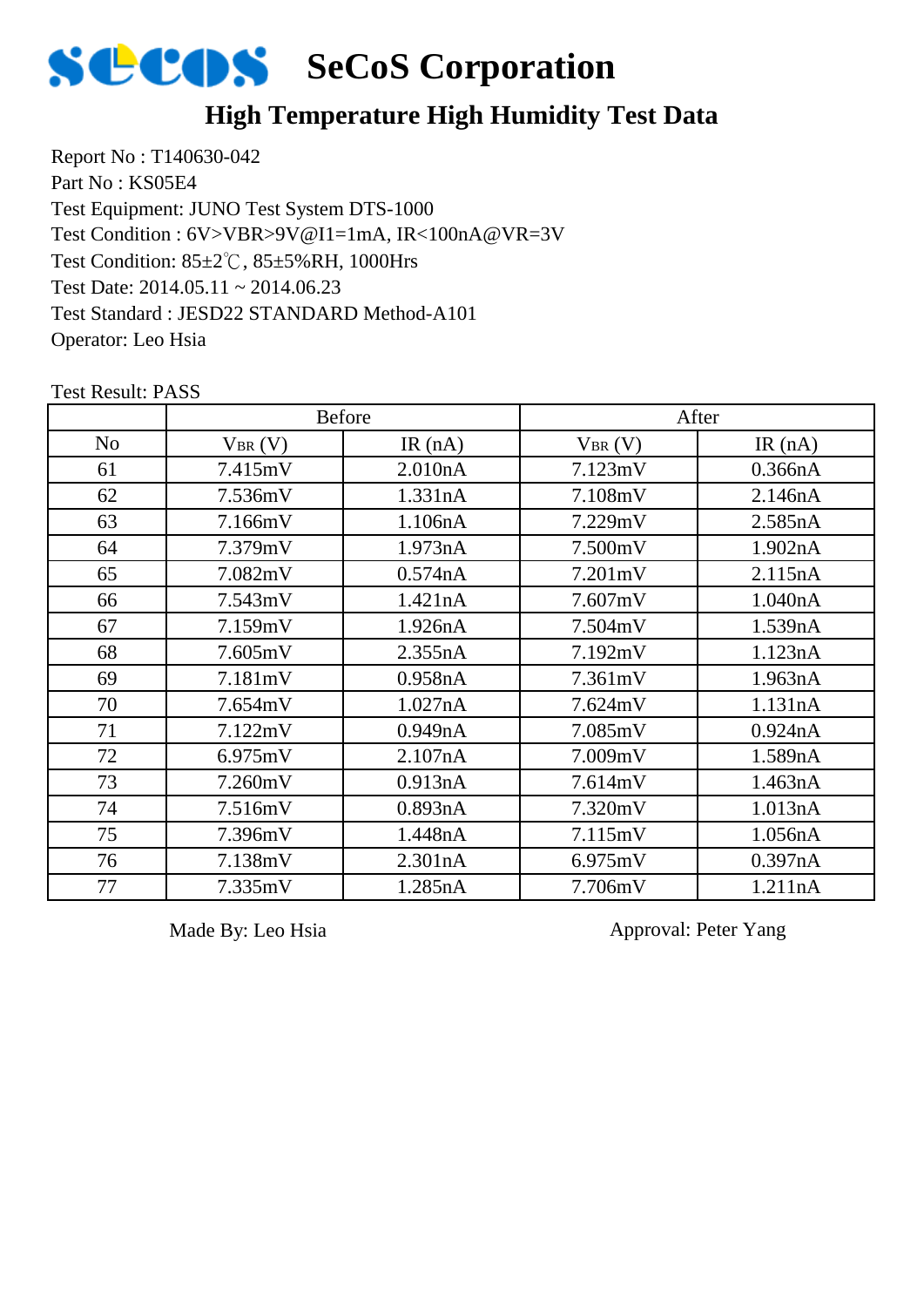# SeCoS Corporation

## High Temperature High Humidity Test Data

Report No : T140630-042
Part No : KS05E4
Test Equipment: JUNO Test System DTS-1000
Test Condition : 6V>VBR>9V@I1=1mA, IR<100nA@VR=3V
Test Condition: 85±2℃, 85±5%RH, 1000Hrs
Test Date: 2014.05.11 ~ 2014.06.23
Test Standard : JESD22 STANDARD Method-A101
Operator: Leo Hsia

Test Result: PASS

| | Before | | After | |
|---|---|---|---|---|
| No | $V_{BR}$ (V) | IR (nA) | $V_{BR}$ (V) | IR (nA) |
| 61 | 7.415mV | 2.010nA | 7.123mV | 0.366nA |
| 62 | 7.536mV | 1.331nA | 7.108mV | 2.146nA |
| 63 | 7.166mV | 1.106nA | 7.229mV | 2.585nA |
| 64 | 7.379mV | 1.973nA | 7.500mV | 1.902nA |
| 65 | 7.082mV | 0.574nA | 7.201mV | 2.115nA |
| 66 | 7.543mV | 1.421nA | 7.607mV | 1.040nA |
| 67 | 7.159mV | 1.926nA | 7.504mV | 1.539nA |
| 68 | 7.605mV | 2.355nA | 7.192mV | 1.123nA |
| 69 | 7.181mV | 0.958nA | 7.361mV | 1.963nA |
| 70 | 7.654mV | 1.027nA | 7.624mV | 1.131nA |
| 71 | 7.122mV | 0.949nA | 7.085mV | 0.924nA |
| 72 | 6.975mV | 2.107nA | 7.009mV | 1.589nA |
| 73 | 7.260mV | 0.913nA | 7.614mV | 1.463nA |
| 74 | 7.516mV | 0.893nA | 7.320mV | 1.013nA |
| 75 | 7.396mV | 1.448nA | 7.115mV | 1.056nA |
| 76 | 7.138mV | 2.301nA | 6.975mV | 0.397nA |
| 77 | 7.335mV | 1.285nA | 7.706mV | 1.211nA |

Made By: Leo Hsia

Approval: Peter Yang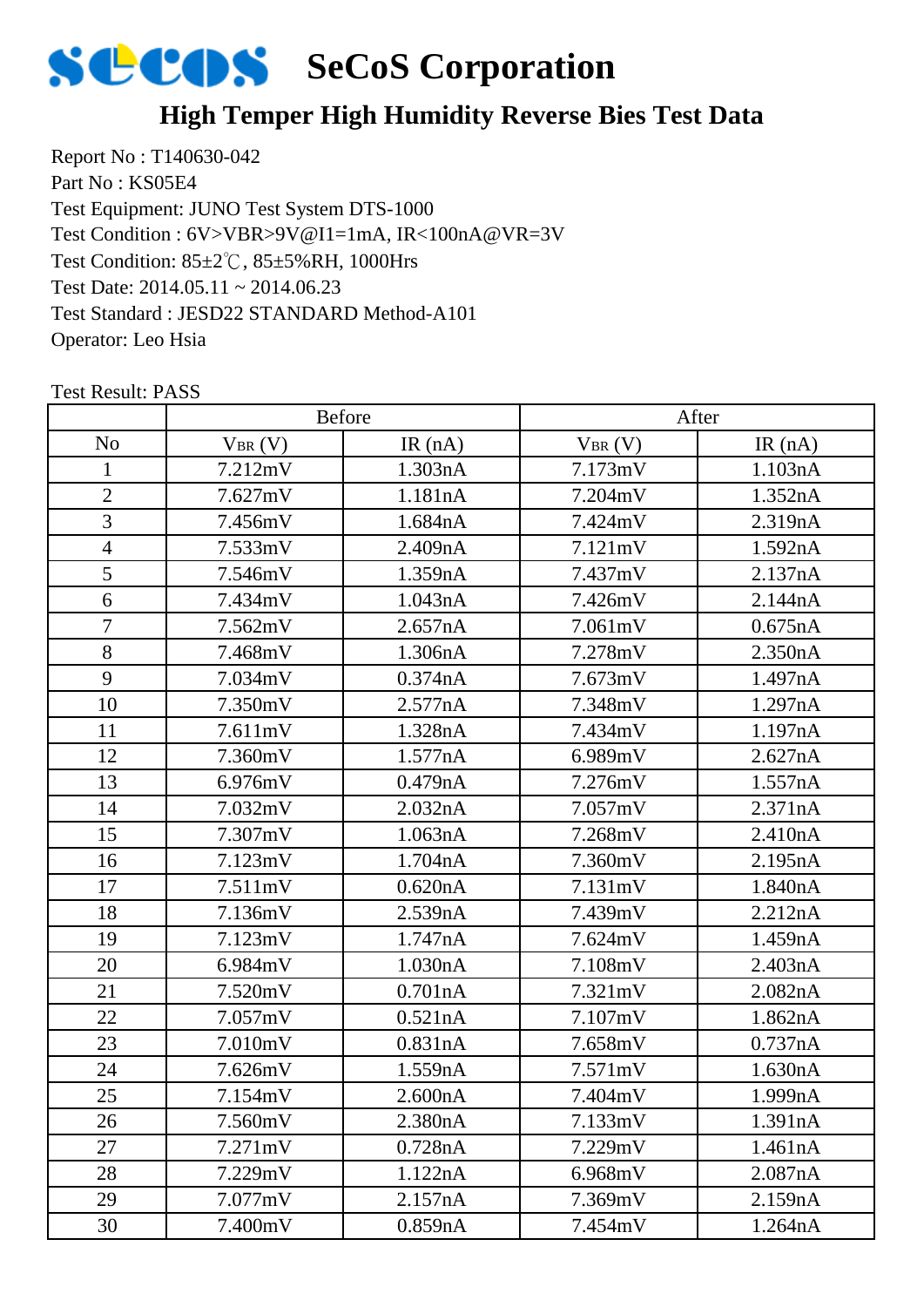# SeCoS Corporation

## High Temper High Humidity Reverse Bies Test Data

Report No : T140630-042
Part No : KS05E4
Test Equipment: JUNO Test System DTS-1000
Test Condition : 6V>VBR>9V@I1=1mA, IR<100nA@VR=3V
Test Condition: 85±2℃, 85±5%RH, 1000Hrs
Test Date: 2014.05.11 ~ 2014.06.23
Test Standard : JESD22 STANDARD Method-A101
Operator: Leo Hsia

Test Result: PASS

| | Before | | After | |
|---|---|---|---|---|
| No | $V_{BR}$ (V) | IR (nA) | $V_{BR}$ (V) | IR (nA) |
| 1 | 7.212mV | 1.303nA | 7.173mV | 1.103nA |
| 2 | 7.627mV | 1.181nA | 7.204mV | 1.352nA |
| 3 | 7.456mV | 1.684nA | 7.424mV | 2.319nA |
| 4 | 7.533mV | 2.409nA | 7.121mV | 1.592nA |
| 5 | 7.546mV | 1.359nA | 7.437mV | 2.137nA |
| 6 | 7.434mV | 1.043nA | 7.426mV | 2.144nA |
| 7 | 7.562mV | 2.657nA | 7.061mV | 0.675nA |
| 8 | 7.468mV | 1.306nA | 7.278mV | 2.350nA |
| 9 | 7.034mV | 0.374nA | 7.673mV | 1.497nA |
| 10 | 7.350mV | 2.577nA | 7.348mV | 1.297nA |
| 11 | 7.611mV | 1.328nA | 7.434mV | 1.197nA |
| 12 | 7.360mV | 1.577nA | 6.989mV | 2.627nA |
| 13 | 6.976mV | 0.479nA | 7.276mV | 1.557nA |
| 14 | 7.032mV | 2.032nA | 7.057mV | 2.371nA |
| 15 | 7.307mV | 1.063nA | 7.268mV | 2.410nA |
| 16 | 7.123mV | 1.704nA | 7.360mV | 2.195nA |
| 17 | 7.511mV | 0.620nA | 7.131mV | 1.840nA |
| 18 | 7.136mV | 2.539nA | 7.439mV | 2.212nA |
| 19 | 7.123mV | 1.747nA | 7.624mV | 1.459nA |
| 20 | 6.984mV | 1.030nA | 7.108mV | 2.403nA |
| 21 | 7.520mV | 0.701nA | 7.321mV | 2.082nA |
| 22 | 7.057mV | 0.521nA | 7.107mV | 1.862nA |
| 23 | 7.010mV | 0.831nA | 7.658mV | 0.737nA |
| 24 | 7.626mV | 1.559nA | 7.571mV | 1.630nA |
| 25 | 7.154mV | 2.600nA | 7.404mV | 1.999nA |
| 26 | 7.560mV | 2.380nA | 7.133mV | 1.391nA |
| 27 | 7.271mV | 0.728nA | 7.229mV | 1.461nA |
| 28 | 7.229mV | 1.122nA | 6.968mV | 2.087nA |
| 29 | 7.077mV | 2.157nA | 7.369mV | 2.159nA |
| 30 | 7.400mV | 0.859nA | 7.454mV | 1.264nA |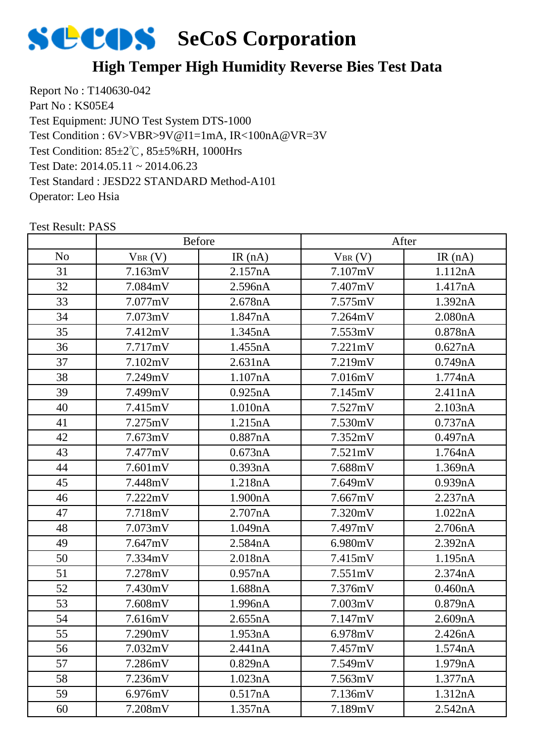# SeCoS Corporation

## High Temper High Humidity Reverse Bies Test Data

Report No : T140630-042
Part No : KS05E4
Test Equipment: JUNO Test System DTS-1000
Test Condition : 6V>VBR>9V@I1=1mA, IR<100nA@VR=3V
Test Condition: 85±2℃, 85±5%RH, 1000Hrs
Test Date: 2014.05.11 ~ 2014.06.23
Test Standard : JESD22 STANDARD Method-A101
Operator: Leo Hsia

Test Result: PASS

| | Before | | After | |
|---|---|---|---|---|
| No | $V_{BR}$ (V) | IR (nA) | $V_{BR}$ (V) | IR (nA) |
| 31 | 7.163mV | 2.157nA | 7.107mV | 1.112nA |
| 32 | 7.084mV | 2.596nA | 7.407mV | 1.417nA |
| 33 | 7.077mV | 2.678nA | 7.575mV | 1.392nA |
| 34 | 7.073mV | 1.847nA | 7.264mV | 2.080nA |
| 35 | 7.412mV | 1.345nA | 7.553mV | 0.878nA |
| 36 | 7.717mV | 1.455nA | 7.221mV | 0.627nA |
| 37 | 7.102mV | 2.631nA | 7.219mV | 0.749nA |
| 38 | 7.249mV | 1.107nA | 7.016mV | 1.774nA |
| 39 | 7.499mV | 0.925nA | 7.145mV | 2.411nA |
| 40 | 7.415mV | 1.010nA | 7.527mV | 2.103nA |
| 41 | 7.275mV | 1.215nA | 7.530mV | 0.737nA |
| 42 | 7.673mV | 0.887nA | 7.352mV | 0.497nA |
| 43 | 7.477mV | 0.673nA | 7.521mV | 1.764nA |
| 44 | 7.601mV | 0.393nA | 7.688mV | 1.369nA |
| 45 | 7.448mV | 1.218nA | 7.649mV | 0.939nA |
| 46 | 7.222mV | 1.900nA | 7.667mV | 2.237nA |
| 47 | 7.718mV | 2.707nA | 7.320mV | 1.022nA |
| 48 | 7.073mV | 1.049nA | 7.497mV | 2.706nA |
| 49 | 7.647mV | 2.584nA | 6.980mV | 2.392nA |
| 50 | 7.334mV | 2.018nA | 7.415mV | 1.195nA |
| 51 | 7.278mV | 0.957nA | 7.551mV | 2.374nA |
| 52 | 7.430mV | 1.688nA | 7.376mV | 0.460nA |
| 53 | 7.608mV | 1.996nA | 7.003mV | 0.879nA |
| 54 | 7.616mV | 2.655nA | 7.147mV | 2.609nA |
| 55 | 7.290mV | 1.953nA | 6.978mV | 2.426nA |
| 56 | 7.032mV | 2.441nA | 7.457mV | 1.574nA |
| 57 | 7.286mV | 0.829nA | 7.549mV | 1.979nA |
| 58 | 7.236mV | 1.023nA | 7.563mV | 1.377nA |
| 59 | 6.976mV | 0.517nA | 7.136mV | 1.312nA |
| 60 | 7.208mV | 1.357nA | 7.189mV | 2.542nA |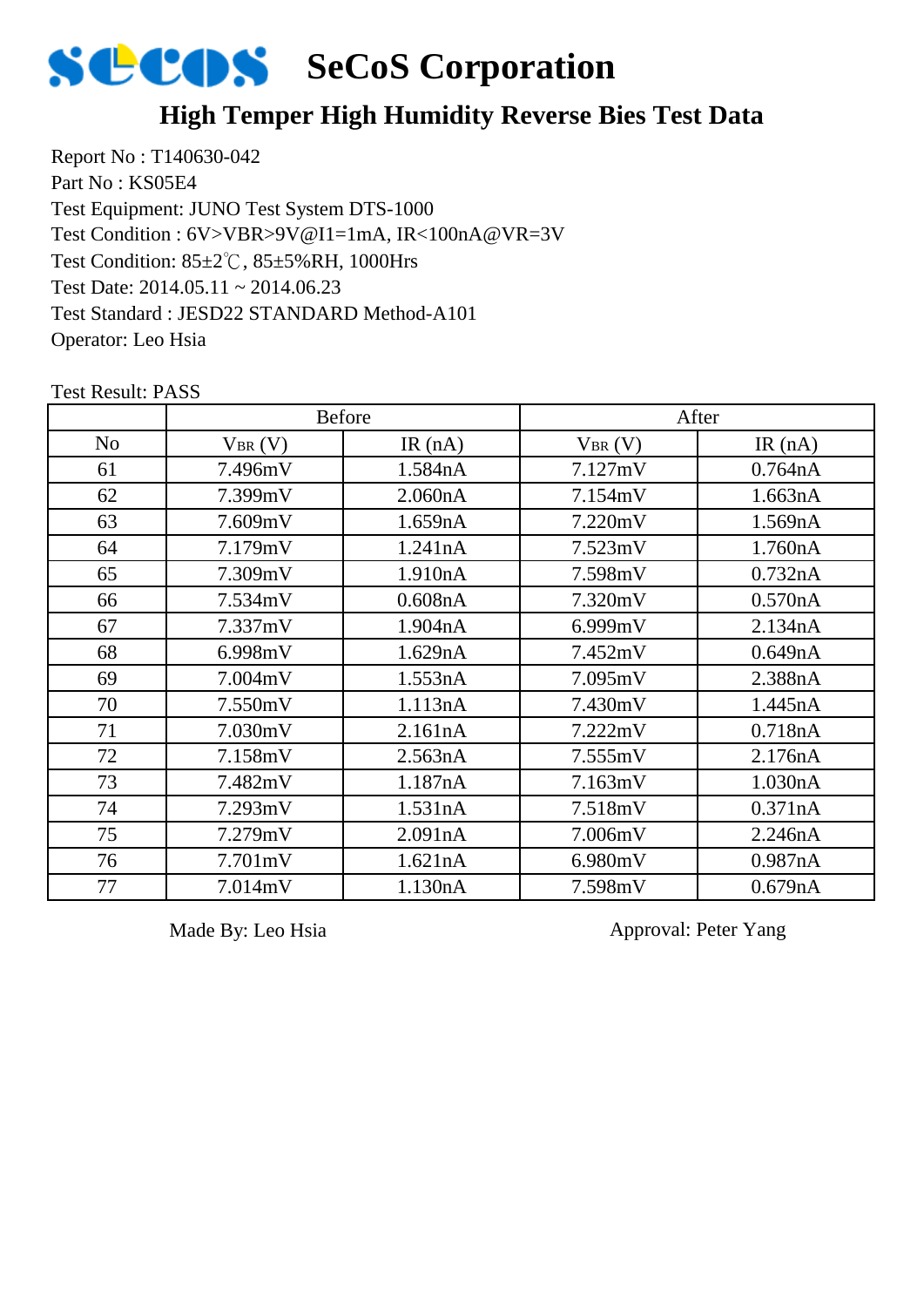# SeCoS Corporation

## High Temper High Humidity Reverse Bies Test Data

Report No : T140630-042
Part No : KS05E4
Test Equipment: JUNO Test System DTS-1000
Test Condition : 6V>VBR>9V@I1=1mA, IR<100nA@VR=3V
Test Condition: 85±2℃, 85±5%RH, 1000Hrs
Test Date: 2014.05.11 ~ 2014.06.23
Test Standard : JESD22 STANDARD Method-A101
Operator: Leo Hsia

Test Result: PASS

| | Before | | After | |
|---|---|---|---|---|
| No | $V_{BR}$ (V) | IR (nA) | $V_{BR}$ (V) | IR (nA) |
| 61 | 7.496mV | 1.584nA | 7.127mV | 0.764nA |
| 62 | 7.399mV | 2.060nA | 7.154mV | 1.663nA |
| 63 | 7.609mV | 1.659nA | 7.220mV | 1.569nA |
| 64 | 7.179mV | 1.241nA | 7.523mV | 1.760nA |
| 65 | 7.309mV | 1.910nA | 7.598mV | 0.732nA |
| 66 | 7.534mV | 0.608nA | 7.320mV | 0.570nA |
| 67 | 7.337mV | 1.904nA | 6.999mV | 2.134nA |
| 68 | 6.998mV | 1.629nA | 7.452mV | 0.649nA |
| 69 | 7.004mV | 1.553nA | 7.095mV | 2.388nA |
| 70 | 7.550mV | 1.113nA | 7.430mV | 1.445nA |
| 71 | 7.030mV | 2.161nA | 7.222mV | 0.718nA |
| 72 | 7.158mV | 2.563nA | 7.555mV | 2.176nA |
| 73 | 7.482mV | 1.187nA | 7.163mV | 1.030nA |
| 74 | 7.293mV | 1.531nA | 7.518mV | 0.371nA |
| 75 | 7.279mV | 2.091nA | 7.006mV | 2.246nA |
| 76 | 7.701mV | 1.621nA | 6.980mV | 0.987nA |
| 77 | 7.014mV | 1.130nA | 7.598mV | 0.679nA |

Made By: Leo Hsia    Approval: Peter Yang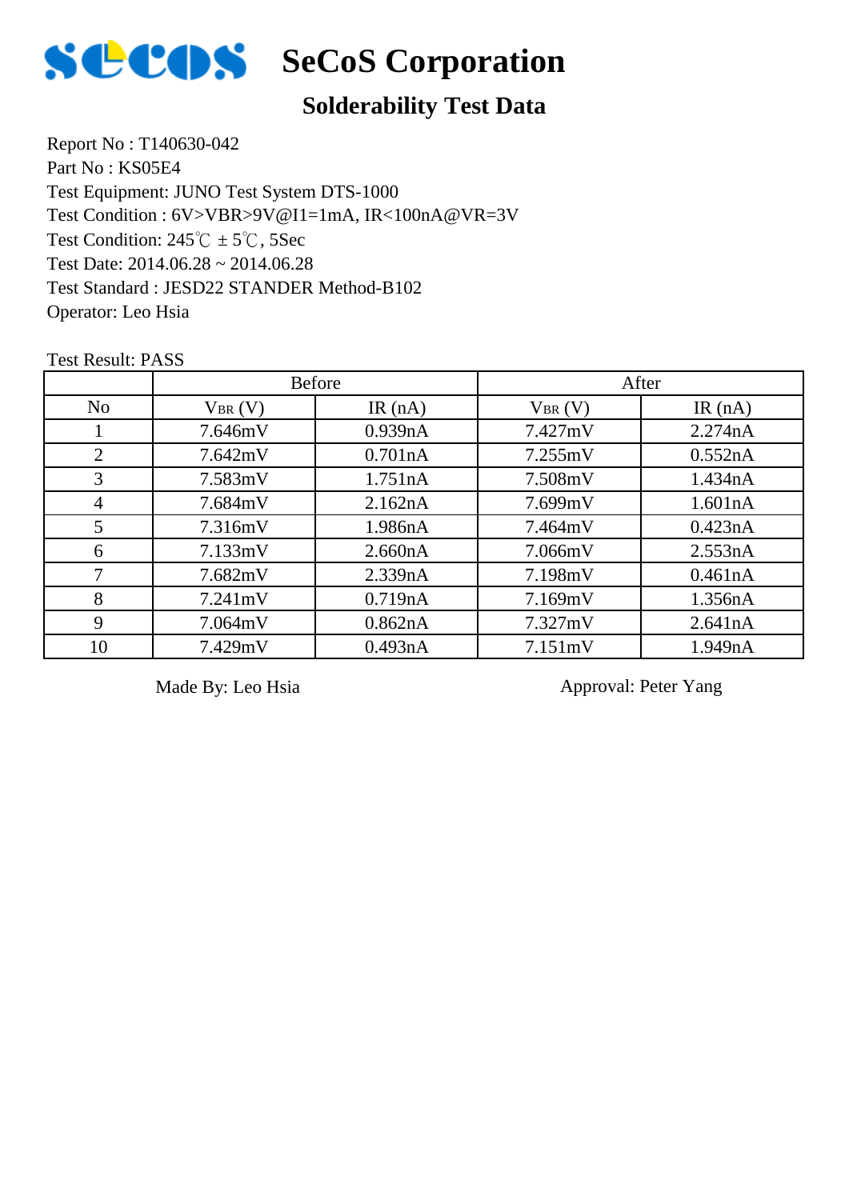# SeCoS Corporation

## Solderability Test Data

Report No : T140630-042
Part No : KS05E4
Test Equipment: JUNO Test System DTS-1000
Test Condition : 6V>VBR>9V@I1=1mA, IR<100nA@VR=3V
Test Condition: 245℃ ± 5℃, 5Sec
Test Date: 2014.06.28 ~ 2014.06.28
Test Standard : JESD22 STANDER Method-B102
Operator: Leo Hsia

Test Result: PASS

| | Before | | After | |
|---|---|---|---|---|
| No | $V_{BR}$ (V) | IR (nA) | $V_{BR}$ (V) | IR (nA) |
| 1 | 7.646mV | 0.939nA | 7.427mV | 2.274nA |
| 2 | 7.642mV | 0.701nA | 7.255mV | 0.552nA |
| 3 | 7.583mV | 1.751nA | 7.508mV | 1.434nA |
| 4 | 7.684mV | 2.162nA | 7.699mV | 1.601nA |
| 5 | 7.316mV | 1.986nA | 7.464mV | 0.423nA |
| 6 | 7.133mV | 2.660nA | 7.066mV | 2.553nA |
| 7 | 7.682mV | 2.339nA | 7.198mV | 0.461nA |
| 8 | 7.241mV | 0.719nA | 7.169mV | 1.356nA |
| 9 | 7.064mV | 0.862nA | 7.327mV | 2.641nA |
| 10 | 7.429mV | 0.493nA | 7.151mV | 1.949nA |

Made By: Leo Hsia

Approval: Peter Yang